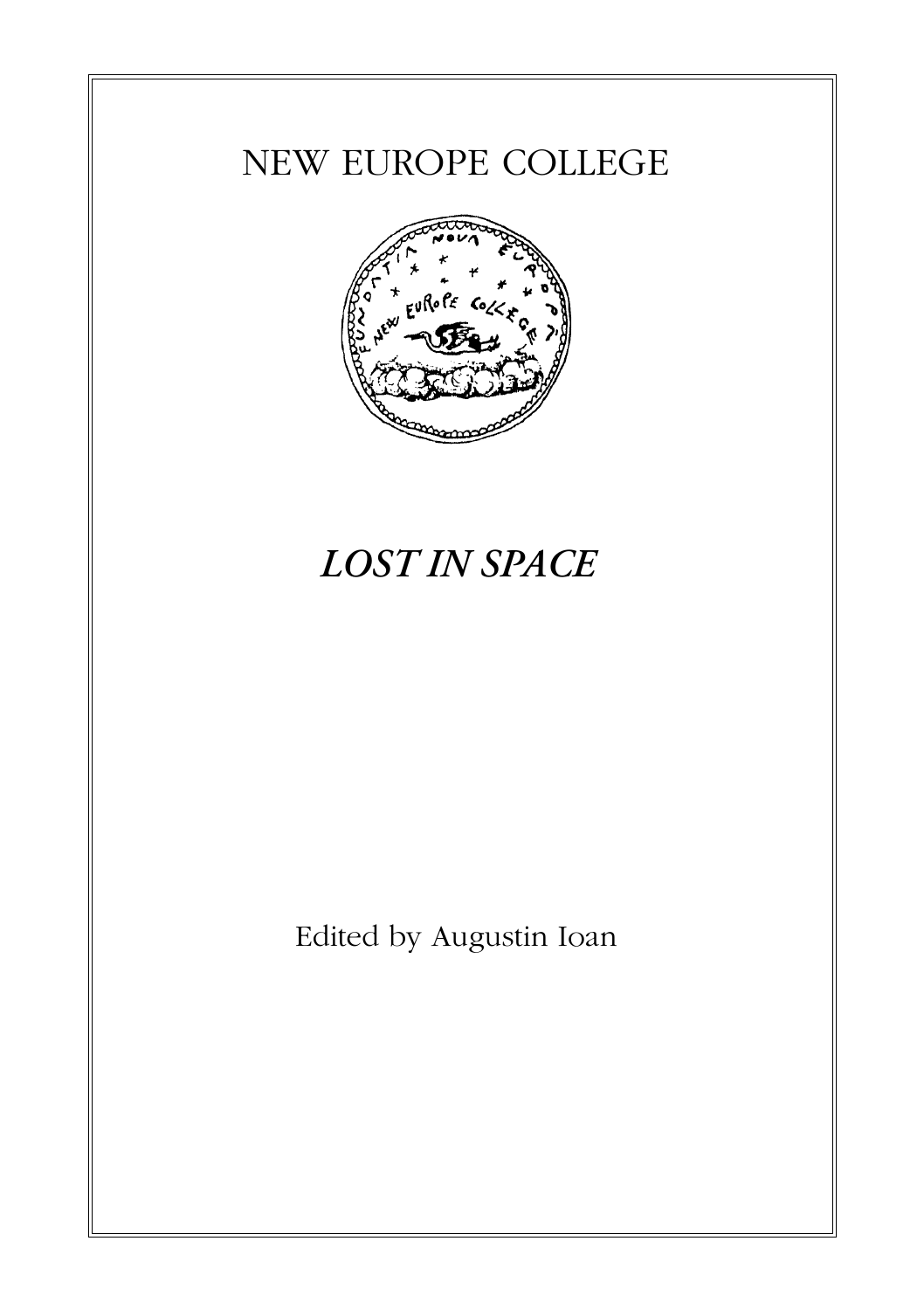NEW EUROPE COLLEGE

# *LOST IN SPACE*

Edited by Augustin Ioan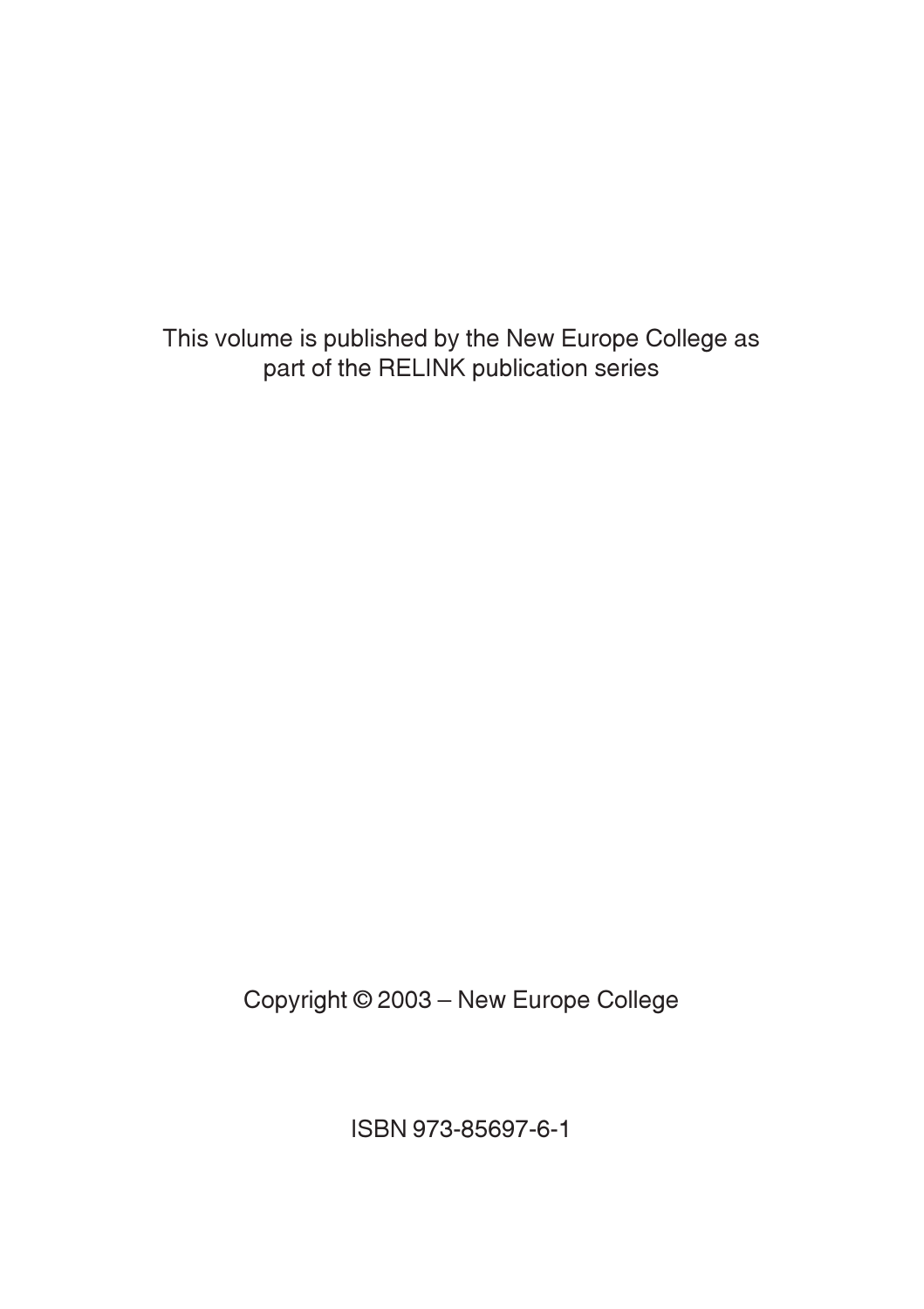This volume is published by the New Europe College as part of the RELINK publication series

Copyright © 2003 – New Europe College

ISBN 973-85697-6-1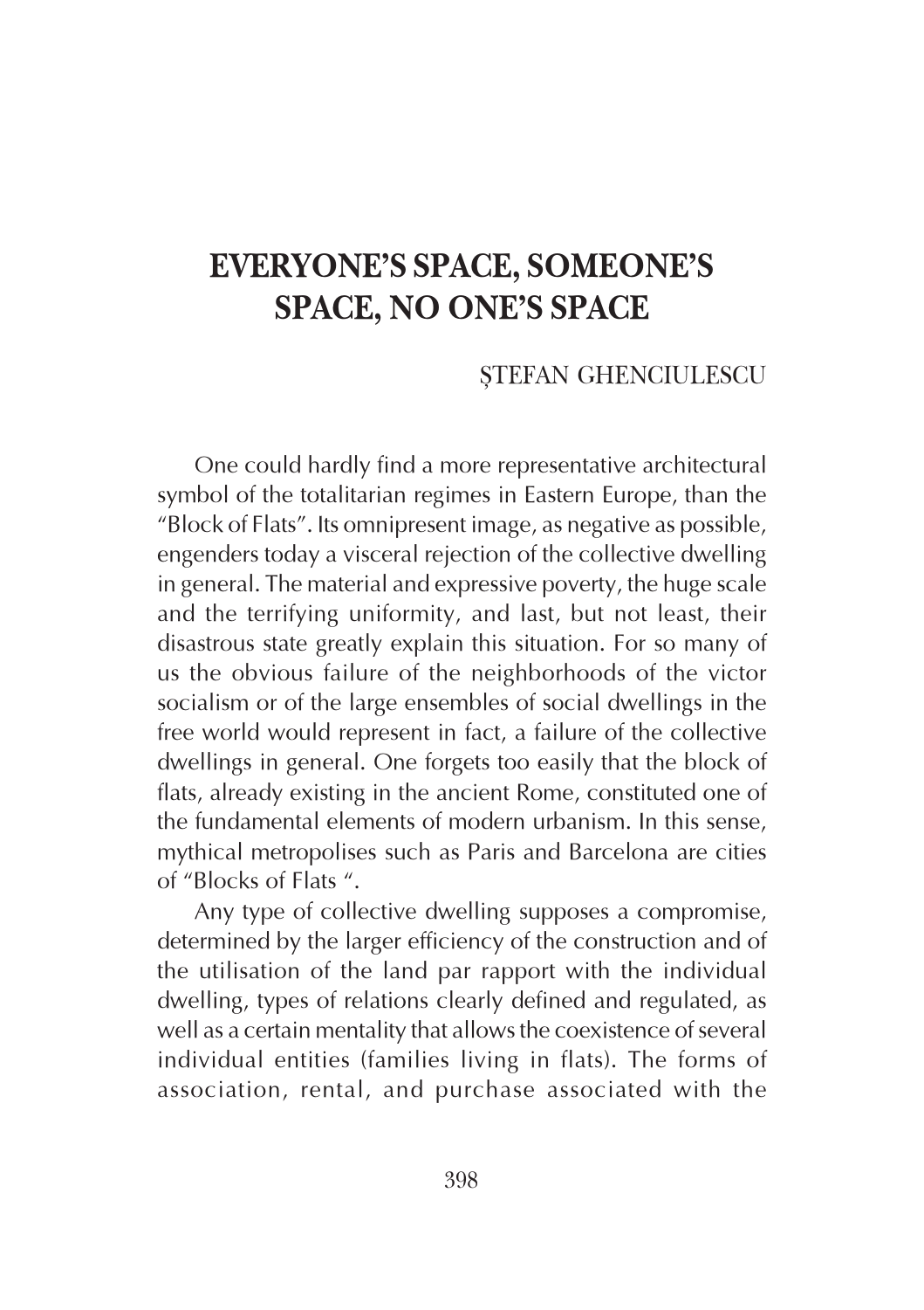# EVERYONE'S SPACE, SOMEONE'S SPACE, NO ONE'S SPACE

ȘTEFAN GHENCIULESCU

One could hardly find a more representative architectural symbol of the totalitarian regimes in Eastern Europe, than the "Block of Flats". Its omnipresent image, as negative as possible, engenders today a visceral rejection of the collective dwelling in general. The material and expressive poverty, the huge scale and the terrifying uniformity, and last, but not least, their disastrous state greatly explain this situation. For so many of us the obvious failure of the neighborhoods of the victor socialism or of the large ensembles of social dwellings in the free world would represent in fact, a failure of the collective dwellings in general. One forgets too easily that the block of flats, already existing in the ancient Rome, constituted one of the fundamental elements of modern urbanism. In this sense, mythical metropolises such as Paris and Barcelona are cities of "Blocks of Flats ".

Any type of collective dwelling supposes a compromise, determined by the larger efficiency of the construction and of the utilisation of the land par rapport with the individual dwelling, types of relations clearly defined and regulated, as well as a certain mentality that allows the coexistence of several individual entities (families living in flats). The forms of association, rental, and purchase associated with the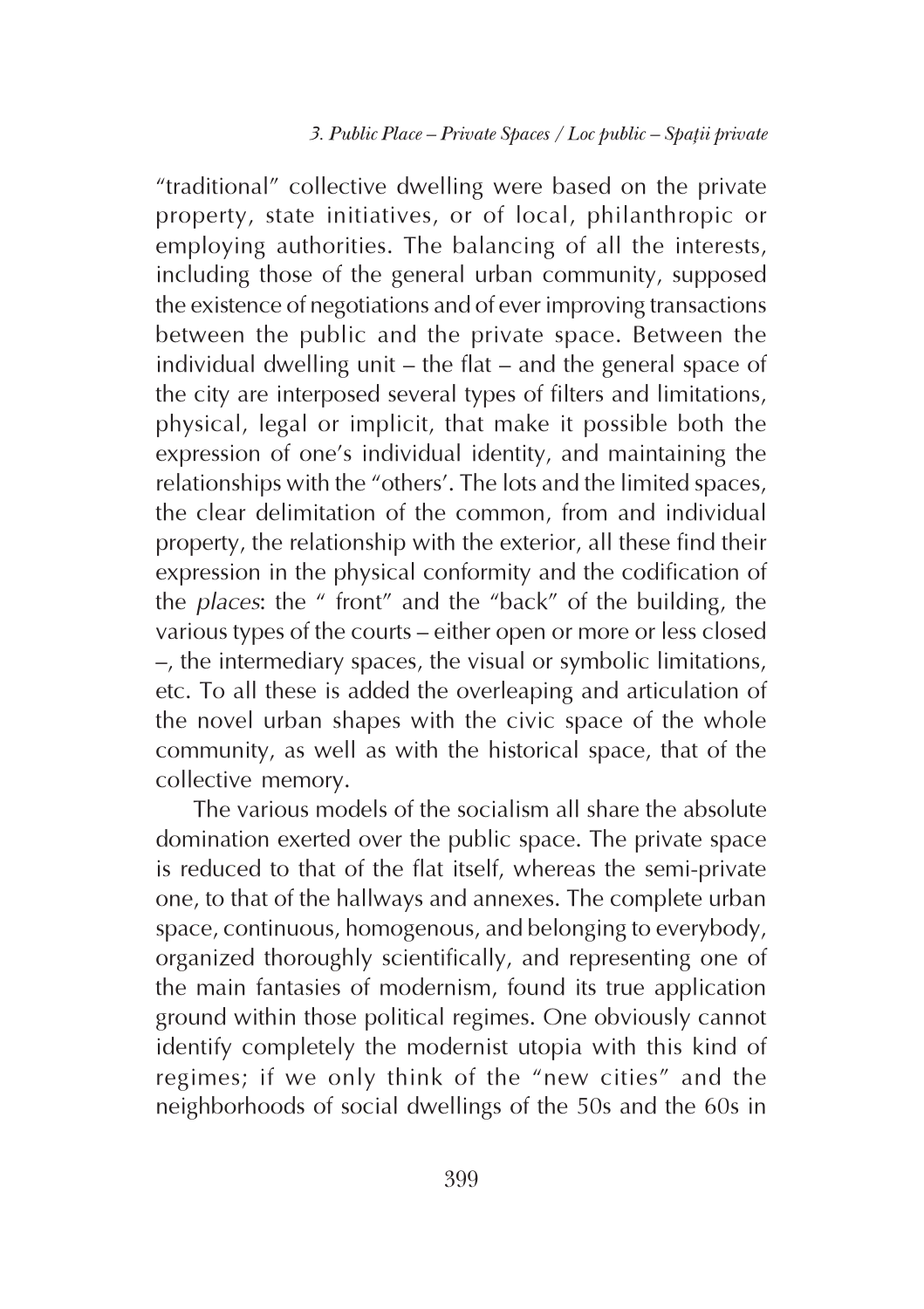"traditional" collective dwelling were based on the private property, state initiatives, or of local, philanthropic or employing authorities. The balancing of all the interests, including those of the general urban community, supposed the existence of negotiations and of ever improving transactions between the public and the private space. Between the individual dwelling unit – the flat – and the general space of the city are interposed several types of filters and limitations, physical, legal or implicit, that make it possible both the expression of one's individual identity, and maintaining the relationships with the "others'. The lots and the limited spaces, the clear delimitation of the common, from and individual property, the relationship with the exterior, all these find their expression in the physical conformity and the codification of the *places*: the " front" and the "back" of the building, the various types of the courts – either open or more or less closed –, the intermediary spaces, the visual or symbolic limitations, etc. To all these is added the overleaping and articulation of the novel urban shapes with the civic space of the whole community, as well as with the historical space, that of the collective memory.

The various models of the socialism all share the absolute domination exerted over the public space. The private space is reduced to that of the flat itself, whereas the semi-private one, to that of the hallways and annexes. The complete urban space, continuous, homogenous, and belonging to everybody, organized thoroughly scientifically, and representing one of the main fantasies of modernism, found its true application ground within those political regimes. One obviously cannot identify completely the modernist utopia with this kind of regimes; if we only think of the "new cities" and the neighborhoods of social dwellings of the 50s and the 60s in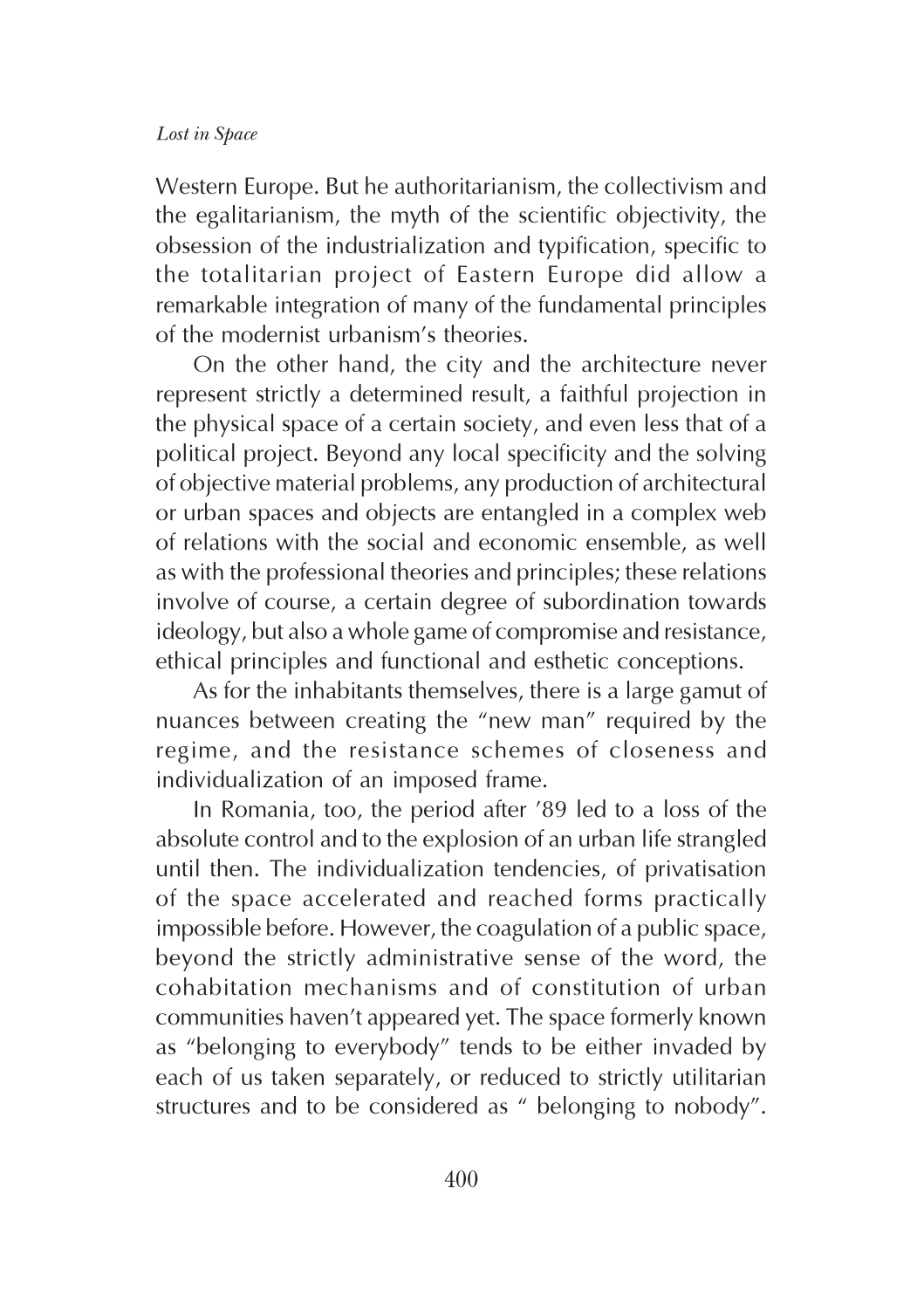Western Europe. But he authoritarianism, the collectivism and the egalitarianism, the myth of the scientific objectivity, the obsession of the industrialization and typification, specific to the totalitarian project of Eastern Europe did allow a remarkable integration of many of the fundamental principles of the modernist urbanism's theories.

On the other hand, the city and the architecture never represent strictly a determined result, a faithful projection in the physical space of a certain society, and even less that of a political project. Beyond any local specificity and the solving of objective material problems, any production of architectural or urban spaces and objects are entangled in a complex web of relations with the social and economic ensemble, as well as with the professional theories and principles; these relations involve of course, a certain degree of subordination towards ideology, but also a whole game of compromise and resistance, ethical principles and functional and esthetic conceptions.

As for the inhabitants themselves, there is a large gamut of nuances between creating the "new man" required by the regime, and the resistance schemes of closeness and individualization of an imposed frame.

In Romania, too, the period after '89 led to a loss of the absolute control and to the explosion of an urban life strangled until then. The individualization tendencies, of privatisation of the space accelerated and reached forms practically impossible before. However, the coagulation of a public space, beyond the strictly administrative sense of the word, the cohabitation mechanisms and of constitution of urban communities haven't appeared yet. The space formerly known as "belonging to everybody" tends to be either invaded by each of us taken separately, or reduced to strictly utilitarian structures and to be considered as " belonging to nobody".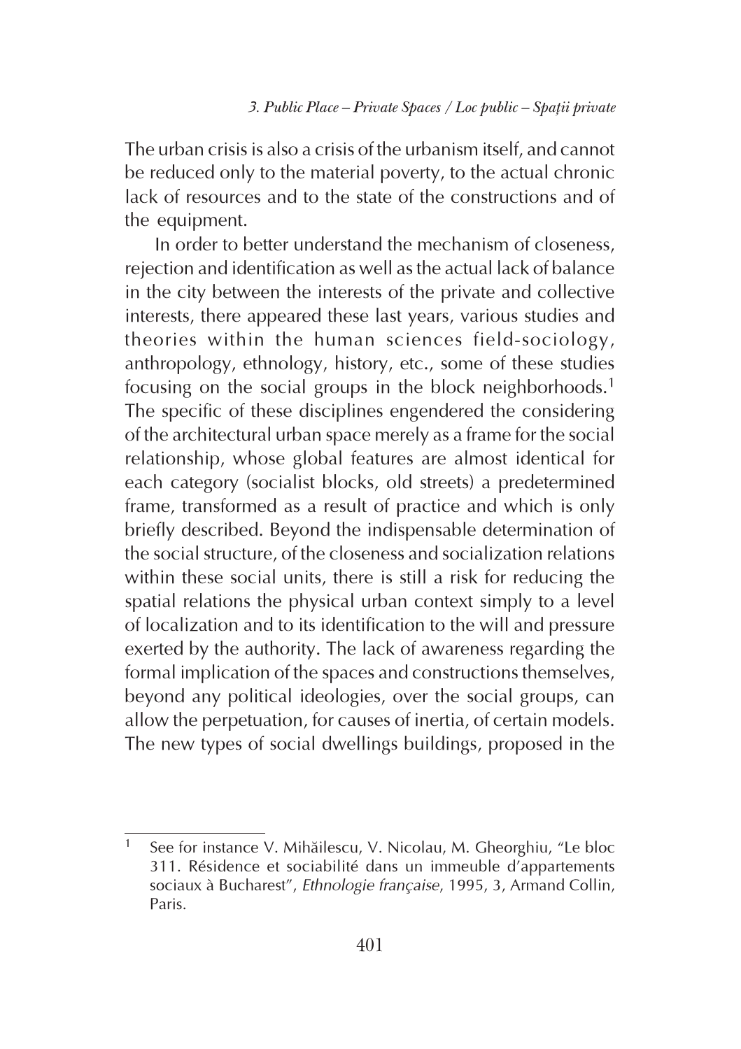The urban crisis is also a crisis of the urbanism itself, and cannot be reduced only to the material poverty, to the actual chronic lack of resources and to the state of the constructions and of the equipment.

In order to better understand the mechanism of closeness, rejection and identification as well as the actual lack of balance in the city between the interests of the private and collective interests, there appeared these last years, various studies and theories within the human sciences field-sociology, anthropology, ethnology, history, etc., some of these studies focusing on the social groups in the block neighborhoods.[1] The specific of these disciplines engendered the considering of the architectural urban space merely as a frame for the social relationship, whose global features are almost identical for each category (socialist blocks, old streets) a predetermined frame, transformed as a result of practice and which is only briefly described. Beyond the indispensable determination of the social structure, of the closeness and socialization relations within these social units, there is still a risk for reducing the spatial relations the physical urban context simply to a level of localization and to its identification to the will and pressure exerted by the authority. The lack of awareness regarding the formal implication of the spaces and constructions themselves, beyond any political ideologies, over the social groups, can allow the perpetuation, for causes of inertia, of certain models. The new types of social dwellings buildings, proposed in the

---

[1] See for instance V. Mihăilescu, V. Nicolau, M. Gheorghiu, "Le bloc 311. Résidence et sociabilité dans un immeuble d'appartements sociaux à Bucharest", *Ethnologie française*, 1995, 3, Armand Collin, Paris.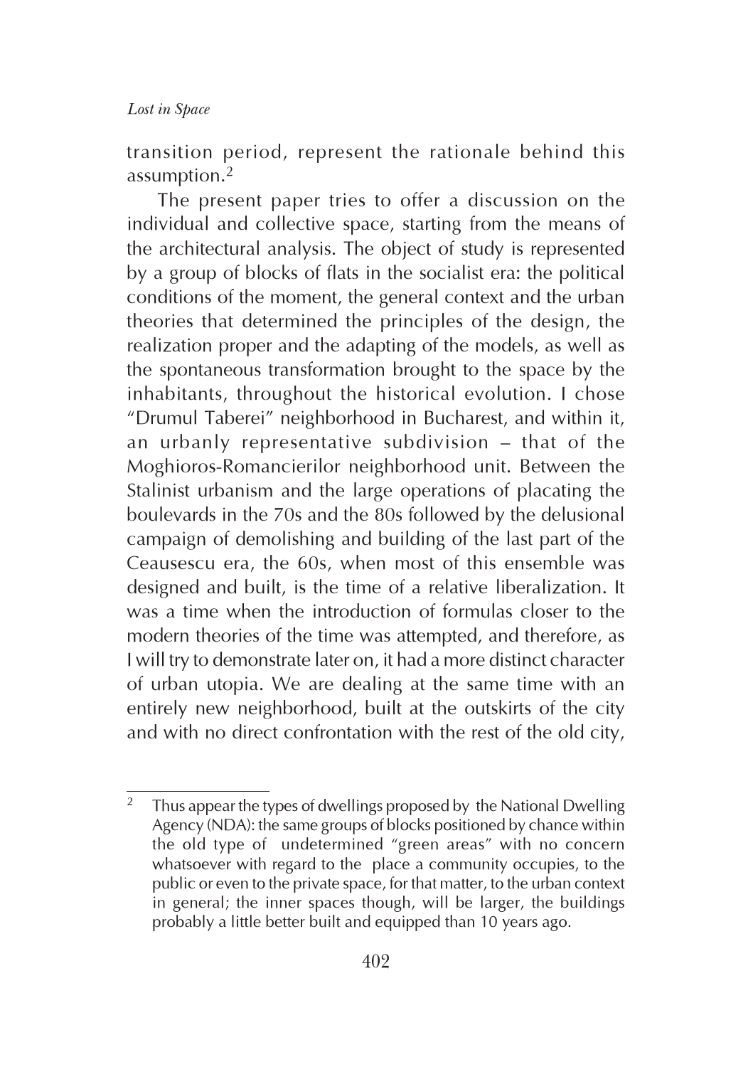transition period, represent the rationale behind this assumption.[2]

The present paper tries to offer a discussion on the individual and collective space, starting from the means of the architectural analysis. The object of study is represented by a group of blocks of flats in the socialist era: the political conditions of the moment, the general context and the urban theories that determined the principles of the design, the realization proper and the adapting of the models, as well as the spontaneous transformation brought to the space by the inhabitants, throughout the historical evolution. I chose "Drumul Taberei" neighborhood in Bucharest, and within it, an urbanly representative subdivision – that of the Moghioros-Romancierilor neighborhood unit. Between the Stalinist urbanism and the large operations of placating the boulevards in the 70s and the 80s followed by the delusional campaign of demolishing and building of the last part of the Ceausescu era, the 60s, when most of this ensemble was designed and built, is the time of a relative liberalization. It was a time when the introduction of formulas closer to the modern theories of the time was attempted, and therefore, as I will try to demonstrate later on, it had a more distinct character of urban utopia. We are dealing at the same time with an entirely new neighborhood, built at the outskirts of the city and with no direct confrontation with the rest of the old city,

---

[2] Thus appear the types of dwellings proposed by the National Dwelling Agency (NDA): the same groups of blocks positioned by chance within the old type of undetermined "green areas" with no concern whatsoever with regard to the place a community occupies, to the public or even to the private space, for that matter, to the urban context in general; the inner spaces though, will be larger, the buildings probably a little better built and equipped than 10 years ago.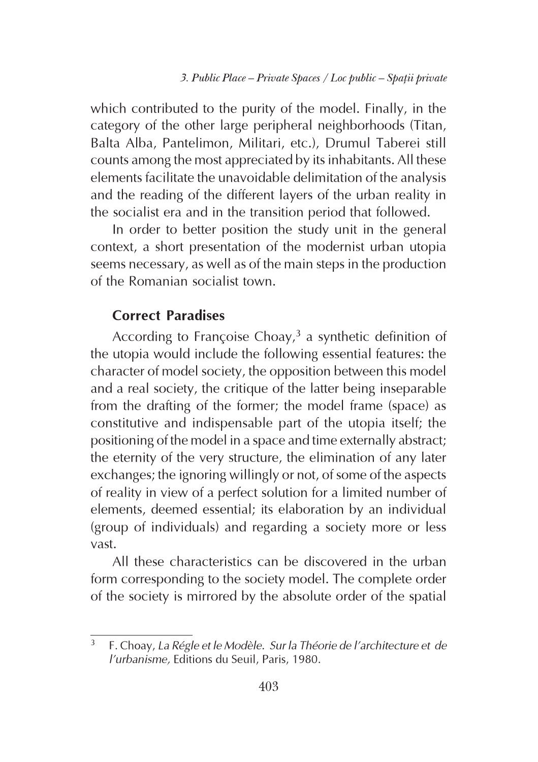which contributed to the purity of the model. Finally, in the category of the other large peripheral neighborhoods (Titan, Balta Alba, Pantelimon, Militari, etc.), Drumul Taberei still counts among the most appreciated by its inhabitants. All these elements facilitate the unavoidable delimitation of the analysis and the reading of the different layers of the urban reality in the socialist era and in the transition period that followed.

In order to better position the study unit in the general context, a short presentation of the modernist urban utopia seems necessary, as well as of the main steps in the production of the Romanian socialist town.

## Correct Paradises

According to Françoise Choay,[3] a synthetic definition of the utopia would include the following essential features: the character of model society, the opposition between this model and a real society, the critique of the latter being inseparable from the drafting of the former; the model frame (space) as constitutive and indispensable part of the utopia itself; the positioning of the model in a space and time externally abstract; the eternity of the very structure, the elimination of any later exchanges; the ignoring willingly or not, of some of the aspects of reality in view of a perfect solution for a limited number of elements, deemed essential; its elaboration by an individual (group of individuals) and regarding a society more or less vast.

All these characteristics can be discovered in the urban form corresponding to the society model. The complete order of the society is mirrored by the absolute order of the spatial

---

[3] F. Choay, *La Régle et le Modèle. Sur la Théorie de l'architecture et de l'urbanisme,* Editions du Seuil, Paris, 1980.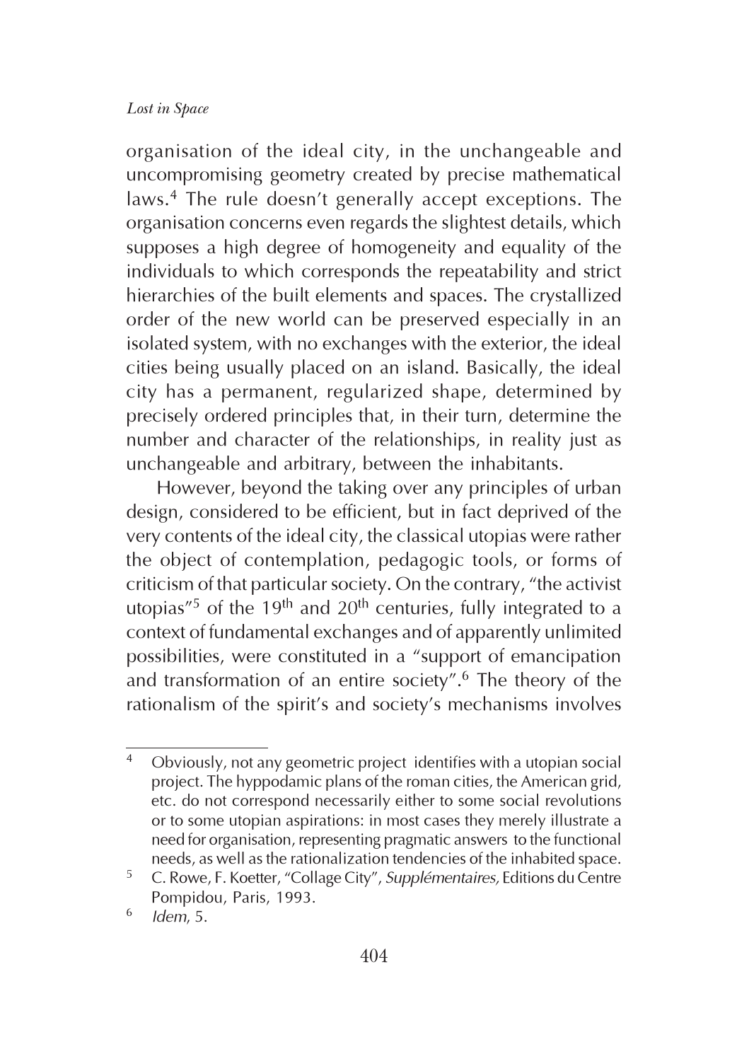organisation of the ideal city, in the unchangeable and uncompromising geometry created by precise mathematical laws.[4] The rule doesn't generally accept exceptions. The organisation concerns even regards the slightest details, which supposes a high degree of homogeneity and equality of the individuals to which corresponds the repeatability and strict hierarchies of the built elements and spaces. The crystallized order of the new world can be preserved especially in an isolated system, with no exchanges with the exterior, the ideal cities being usually placed on an island. Basically, the ideal city has a permanent, regularized shape, determined by precisely ordered principles that, in their turn, determine the number and character of the relationships, in reality just as unchangeable and arbitrary, between the inhabitants.

However, beyond the taking over any principles of urban design, considered to be efficient, but in fact deprived of the very contents of the ideal city, the classical utopias were rather the object of contemplation, pedagogic tools, or forms of criticism of that particular society. On the contrary, "the activist utopias"[5] of the 19th and 20th centuries, fully integrated to a context of fundamental exchanges and of apparently unlimited possibilities, were constituted in a "support of emancipation and transformation of an entire society".[6] The theory of the rationalism of the spirit's and society's mechanisms involves

---

[4] Obviously, not any geometric project identifies with a utopian social project. The hyppodamic plans of the roman cities, the American grid, etc. do not correspond necessarily either to some social revolutions or to some utopian aspirations: in most cases they merely illustrate a need for organisation, representing pragmatic answers to the functional needs, as well as the rationalization tendencies of the inhabited space.

[5] C. Rowe, F. Koetter, "Collage City", *Supplémentaires,* Editions du Centre Pompidou, Paris, 1993.

[6] *Idem*, 5.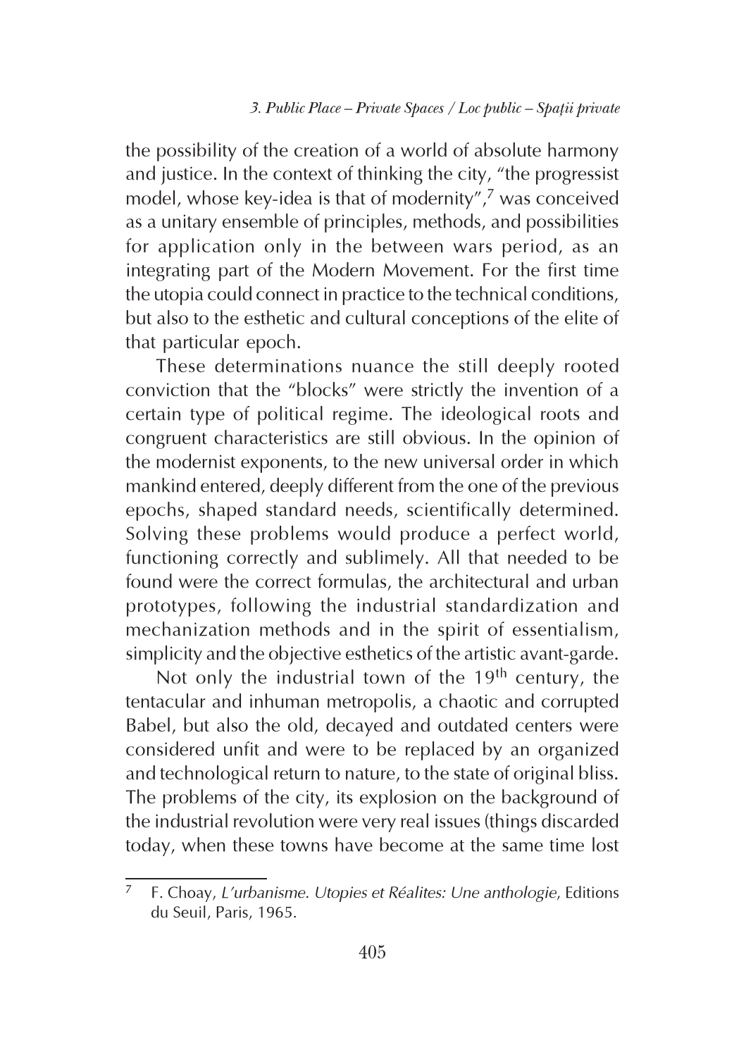the possibility of the creation of a world of absolute harmony and justice. In the context of thinking the city, "the progressist model, whose key-idea is that of modernity",[7] was conceived as a unitary ensemble of principles, methods, and possibilities for application only in the between wars period, as an integrating part of the Modern Movement. For the first time the utopia could connect in practice to the technical conditions, but also to the esthetic and cultural conceptions of the elite of that particular epoch.

These determinations nuance the still deeply rooted conviction that the "blocks" were strictly the invention of a certain type of political regime. The ideological roots and congruent characteristics are still obvious. In the opinion of the modernist exponents, to the new universal order in which mankind entered, deeply different from the one of the previous epochs, shaped standard needs, scientifically determined. Solving these problems would produce a perfect world, functioning correctly and sublimely. All that needed to be found were the correct formulas, the architectural and urban prototypes, following the industrial standardization and mechanization methods and in the spirit of essentialism, simplicity and the objective esthetics of the artistic avant-garde.

Not only the industrial town of the 19th century, the tentacular and inhuman metropolis, a chaotic and corrupted Babel, but also the old, decayed and outdated centers were considered unfit and were to be replaced by an organized and technological return to nature, to the state of original bliss. The problems of the city, its explosion on the background of the industrial revolution were very real issues (things discarded today, when these towns have become at the same time lost

---

[7] F. Choay, *L'urbanisme. Utopies et Réalites: Une anthologie*, Editions du Seuil, Paris, 1965.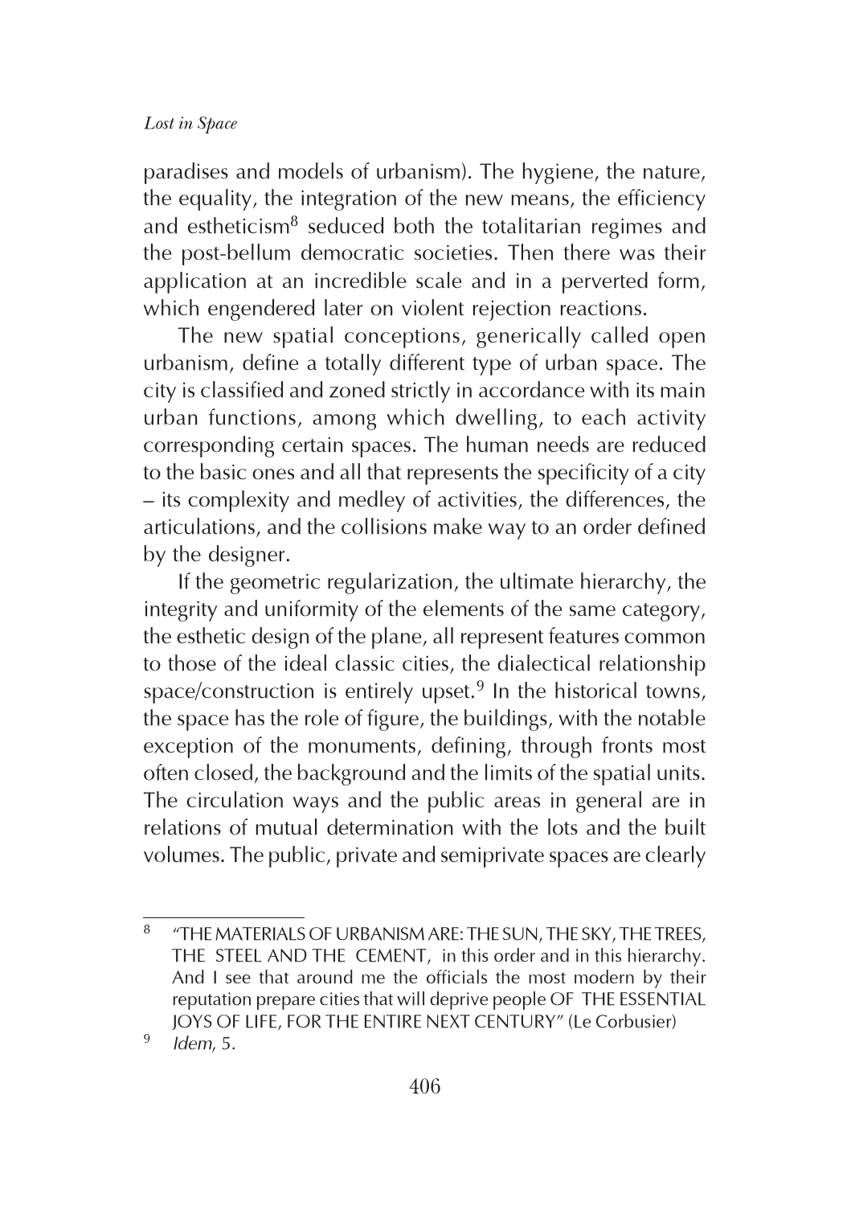paradises and models of urbanism). The hygiene, the nature, the equality, the integration of the new means, the efficiency and estheticism[8] seduced both the totalitarian regimes and the post-bellum democratic societies. Then there was their application at an incredible scale and in a perverted form, which engendered later on violent rejection reactions.

The new spatial conceptions, generically called open urbanism, define a totally different type of urban space. The city is classified and zoned strictly in accordance with its main urban functions, among which dwelling, to each activity corresponding certain spaces. The human needs are reduced to the basic ones and all that represents the specificity of a city – its complexity and medley of activities, the differences, the articulations, and the collisions make way to an order defined by the designer.

If the geometric regularization, the ultimate hierarchy, the integrity and uniformity of the elements of the same category, the esthetic design of the plane, all represent features common to those of the ideal classic cities, the dialectical relationship space/construction is entirely upset.[9] In the historical towns, the space has the role of figure, the buildings, with the notable exception of the monuments, defining, through fronts most often closed, the background and the limits of the spatial units. The circulation ways and the public areas in general are in relations of mutual determination with the lots and the built volumes. The public, private and semiprivate spaces are clearly

---

[8] "THE MATERIALS OF URBANISM ARE: THE SUN, THE SKY, THE TREES, THE STEEL AND THE CEMENT, in this order and in this hierarchy. And I see that around me the officials the most modern by their reputation prepare cities that will deprive people OF THE ESSENTIAL JOYS OF LIFE, FOR THE ENTIRE NEXT CENTURY" (Le Corbusier)

[9] *Idem*, 5.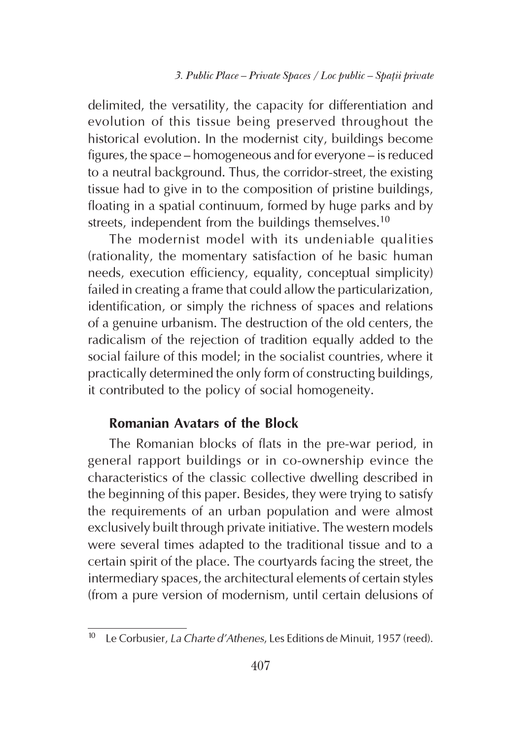delimited, the versatility, the capacity for differentiation and evolution of this tissue being preserved throughout the historical evolution. In the modernist city, buildings become figures, the space – homogeneous and for everyone – is reduced to a neutral background. Thus, the corridor-street, the existing tissue had to give in to the composition of pristine buildings, floating in a spatial continuum, formed by huge parks and by streets, independent from the buildings themselves.[10]

The modernist model with its undeniable qualities (rationality, the momentary satisfaction of he basic human needs, execution efficiency, equality, conceptual simplicity) failed in creating a frame that could allow the particularization, identification, or simply the richness of spaces and relations of a genuine urbanism. The destruction of the old centers, the radicalism of the rejection of tradition equally added to the social failure of this model; in the socialist countries, where it practically determined the only form of constructing buildings, it contributed to the policy of social homogeneity.

### Romanian Avatars of the Block

The Romanian blocks of flats in the pre-war period, in general rapport buildings or in co-ownership evince the characteristics of the classic collective dwelling described in the beginning of this paper. Besides, they were trying to satisfy the requirements of an urban population and were almost exclusively built through private initiative. The western models were several times adapted to the traditional tissue and to a certain spirit of the place. The courtyards facing the street, the intermediary spaces, the architectural elements of certain styles (from a pure version of modernism, until certain delusions of

---

[10] Le Corbusier, *La Charte d'Athenes*, Les Editions de Minuit, 1957 (reed).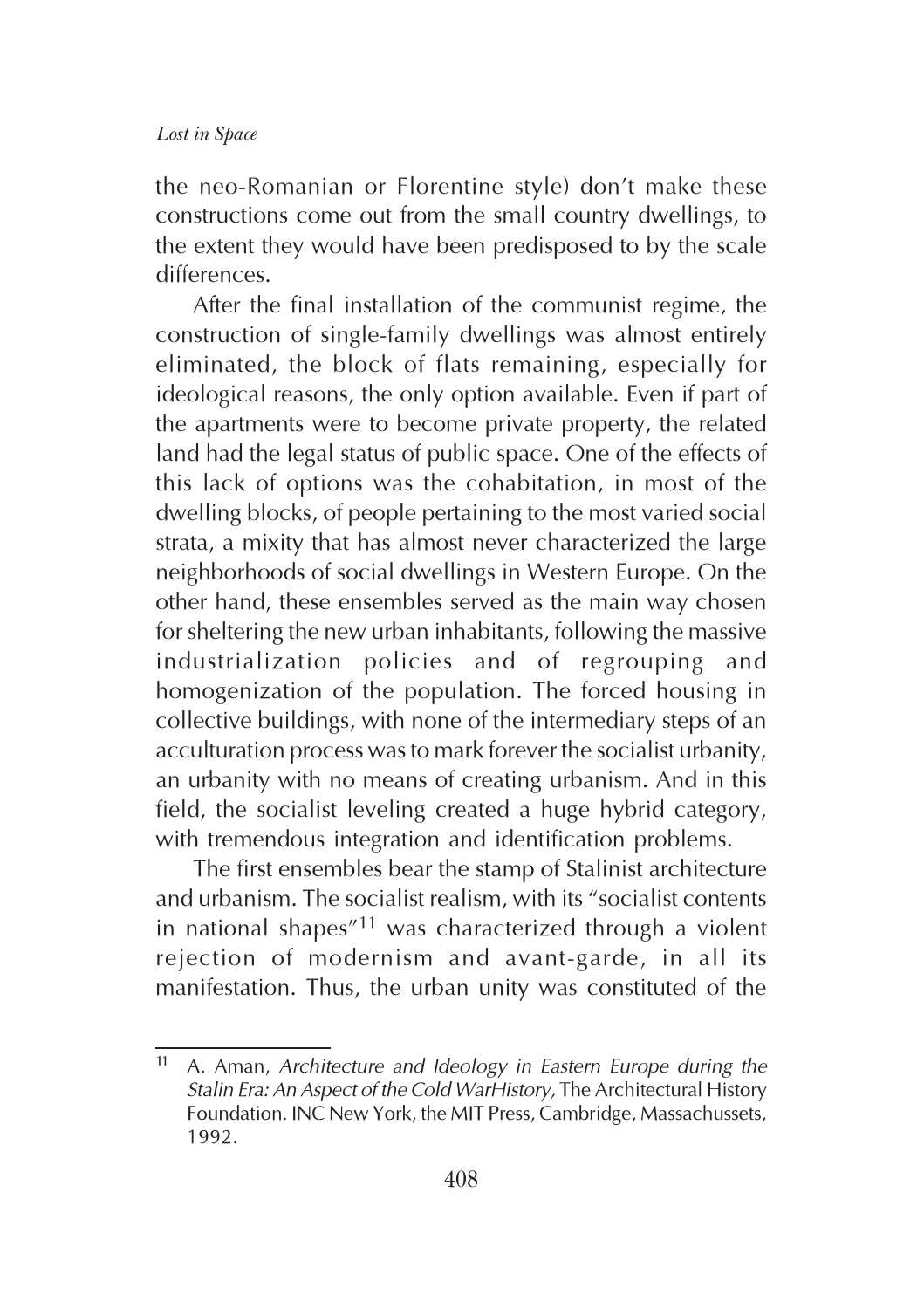the neo-Romanian or Florentine style) don't make these constructions come out from the small country dwellings, to the extent they would have been predisposed to by the scale differences.

After the final installation of the communist regime, the construction of single-family dwellings was almost entirely eliminated, the block of flats remaining, especially for ideological reasons, the only option available. Even if part of the apartments were to become private property, the related land had the legal status of public space. One of the effects of this lack of options was the cohabitation, in most of the dwelling blocks, of people pertaining to the most varied social strata, a mixity that has almost never characterized the large neighborhoods of social dwellings in Western Europe. On the other hand, these ensembles served as the main way chosen for sheltering the new urban inhabitants, following the massive industrialization policies and of regrouping and homogenization of the population. The forced housing in collective buildings, with none of the intermediary steps of an acculturation process was to mark forever the socialist urbanity, an urbanity with no means of creating urbanism. And in this field, the socialist leveling created a huge hybrid category, with tremendous integration and identification problems.

The first ensembles bear the stamp of Stalinist architecture and urbanism. The socialist realism, with its "socialist contents in national shapes"[11] was characterized through a violent rejection of modernism and avant-garde, in all its manifestation. Thus, the urban unity was constituted of the

---

[11] A. Aman, *Architecture and Ideology in Eastern Europe during the Stalin Era: An Aspect of the Cold WarHistory,* The Architectural History Foundation. INC New York, the MIT Press, Cambridge, Massachussets, 1992.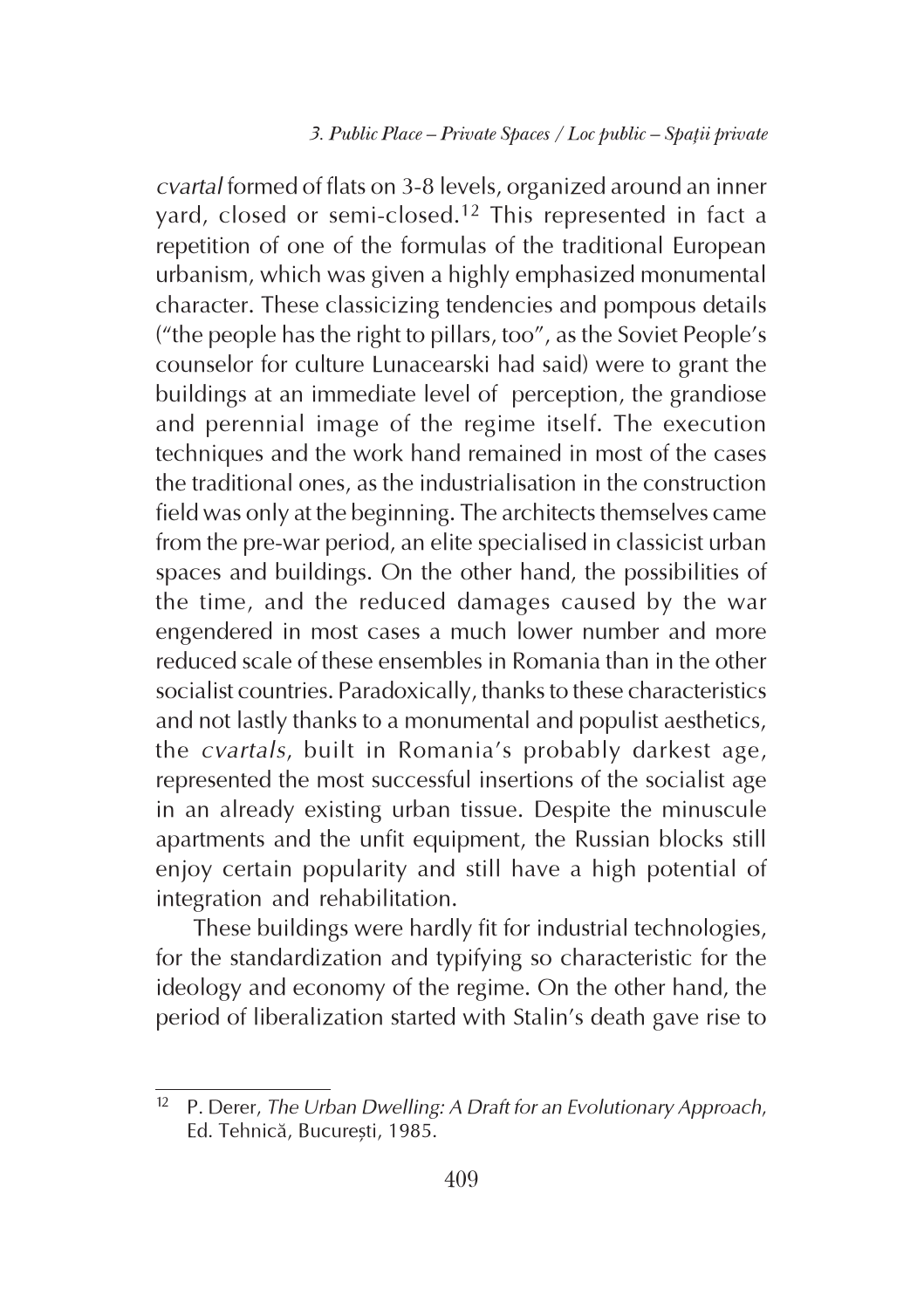*cvartal* formed of flats on 3-8 levels, organized around an inner yard, closed or semi-closed.[12] This represented in fact a repetition of one of the formulas of the traditional European urbanism, which was given a highly emphasized monumental character. These classicizing tendencies and pompous details ("the people has the right to pillars, too", as the Soviet People's counselor for culture Lunacearski had said) were to grant the buildings at an immediate level of perception, the grandiose and perennial image of the regime itself. The execution techniques and the work hand remained in most of the cases the traditional ones, as the industrialisation in the construction field was only at the beginning. The architects themselves came from the pre-war period, an elite specialised in classicist urban spaces and buildings. On the other hand, the possibilities of the time, and the reduced damages caused by the war engendered in most cases a much lower number and more reduced scale of these ensembles in Romania than in the other socialist countries. Paradoxically, thanks to these characteristics and not lastly thanks to a monumental and populist aesthetics, the *cvartals*, built in Romania's probably darkest age, represented the most successful insertions of the socialist age in an already existing urban tissue. Despite the minuscule apartments and the unfit equipment, the Russian blocks still enjoy certain popularity and still have a high potential of integration and rehabilitation.

These buildings were hardly fit for industrial technologies, for the standardization and typifying so characteristic for the ideology and economy of the regime. On the other hand, the period of liberalization started with Stalin's death gave rise to

---

[12] P. Derer, *The Urban Dwelling: A Draft for an Evolutionary Approach*, Ed. Tehnică, București, 1985.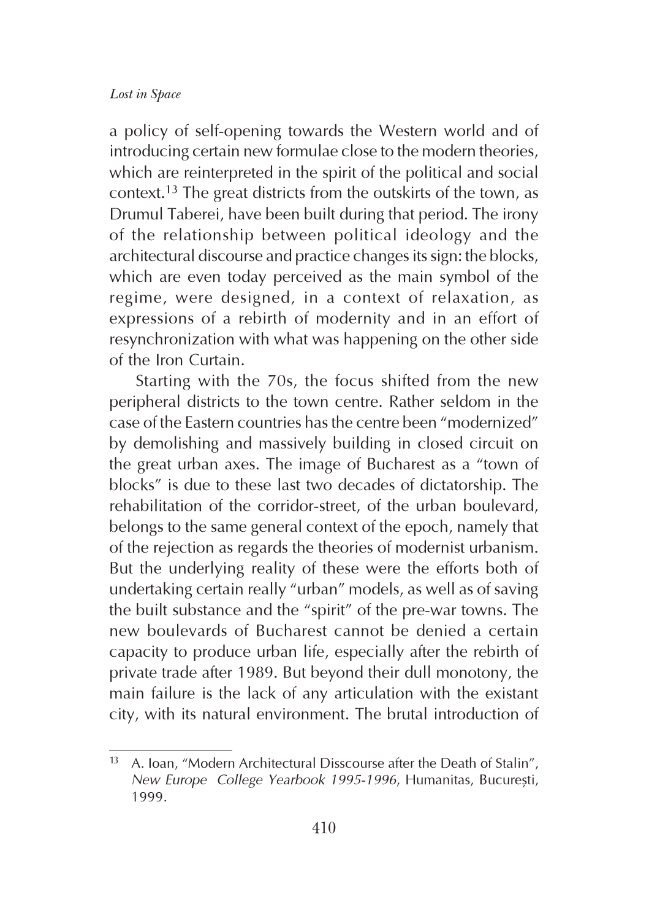a policy of self-opening towards the Western world and of introducing certain new formulae close to the modern theories, which are reinterpreted in the spirit of the political and social context.[13] The great districts from the outskirts of the town, as Drumul Taberei, have been built during that period. The irony of the relationship between political ideology and the architectural discourse and practice changes its sign: the blocks, which are even today perceived as the main symbol of the regime, were designed, in a context of relaxation, as expressions of a rebirth of modernity and in an effort of resynchronization with what was happening on the other side of the Iron Curtain.

Starting with the 70s, the focus shifted from the new peripheral districts to the town centre. Rather seldom in the case of the Eastern countries has the centre been "modernized" by demolishing and massively building in closed circuit on the great urban axes. The image of Bucharest as a "town of blocks" is due to these last two decades of dictatorship. The rehabilitation of the corridor-street, of the urban boulevard, belongs to the same general context of the epoch, namely that of the rejection as regards the theories of modernist urbanism. But the underlying reality of these were the efforts both of undertaking certain really "urban" models, as well as of saving the built substance and the "spirit" of the pre-war towns. The new boulevards of Bucharest cannot be denied a certain capacity to produce urban life, especially after the rebirth of private trade after 1989. But beyond their dull monotony, the main failure is the lack of any articulation with the existant city, with its natural environment. The brutal introduction of

---

[13] A. Ioan, "Modern Architectural Disscourse after the Death of Stalin", *New Europe College Yearbook 1995-1996*, Humanitas, București, 1999.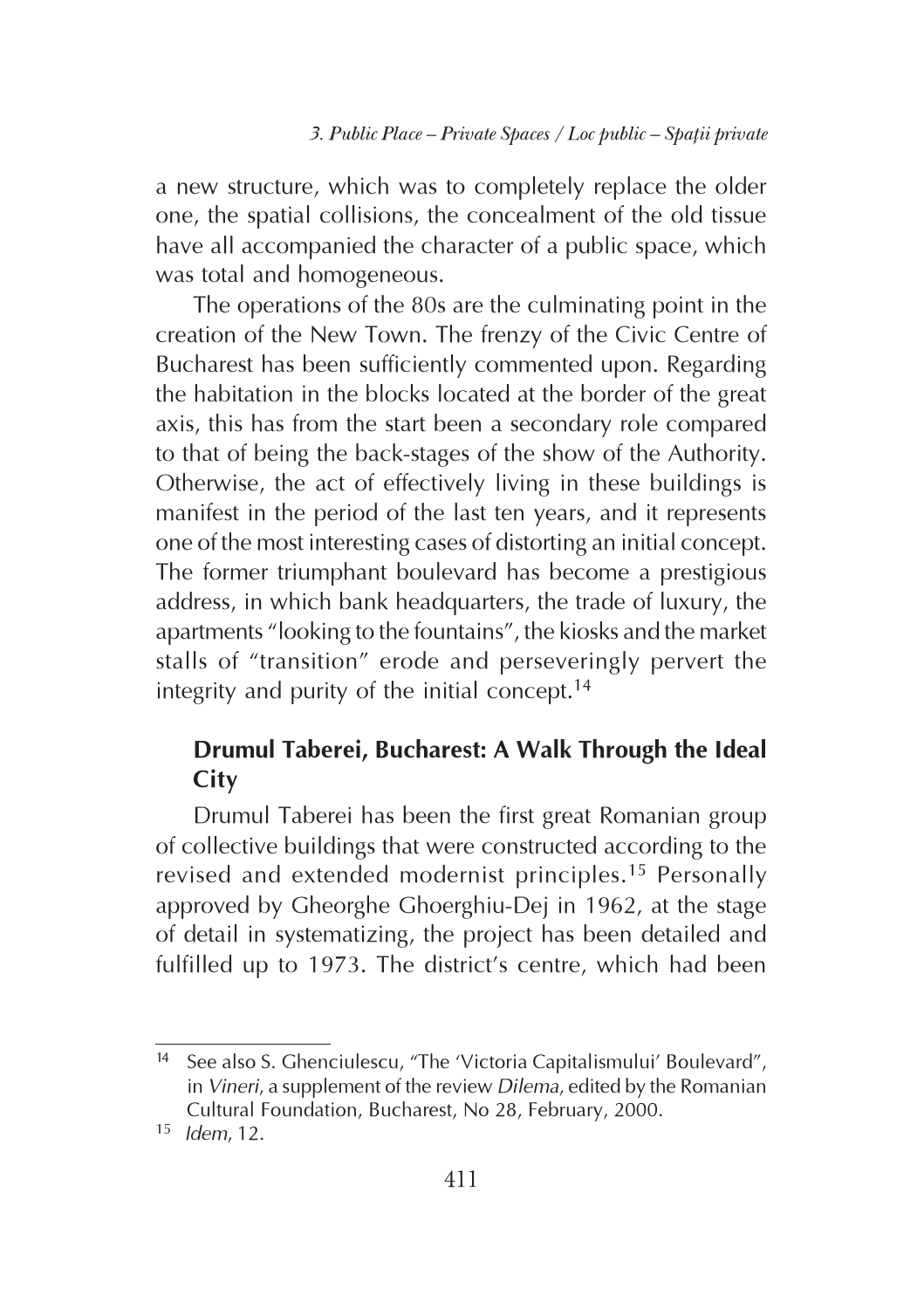a new structure, which was to completely replace the older one, the spatial collisions, the concealment of the old tissue have all accompanied the character of a public space, which was total and homogeneous.

The operations of the 80s are the culminating point in the creation of the New Town. The frenzy of the Civic Centre of Bucharest has been sufficiently commented upon. Regarding the habitation in the blocks located at the border of the great axis, this has from the start been a secondary role compared to that of being the back-stages of the show of the Authority. Otherwise, the act of effectively living in these buildings is manifest in the period of the last ten years, and it represents one of the most interesting cases of distorting an initial concept. The former triumphant boulevard has become a prestigious address, in which bank headquarters, the trade of luxury, the apartments "looking to the fountains", the kiosks and the market stalls of "transition" erode and perseveringly pervert the integrity and purity of the initial concept.[14]

## Drumul Taberei, Bucharest: A Walk Through the Ideal City

Drumul Taberei has been the first great Romanian group of collective buildings that were constructed according to the revised and extended modernist principles.[15] Personally approved by Gheorghe Ghoerghiu-Dej in 1962, at the stage of detail in systematizing, the project has been detailed and fulfilled up to 1973. The district's centre, which had been

---

[14] See also S. Ghenciulescu, "The 'Victoria Capitalismului' Boulevard", in *Vineri*, a supplement of the review *Dilema*, edited by the Romanian Cultural Foundation, Bucharest, No 28, February, 2000.

[15] *Idem*, 12.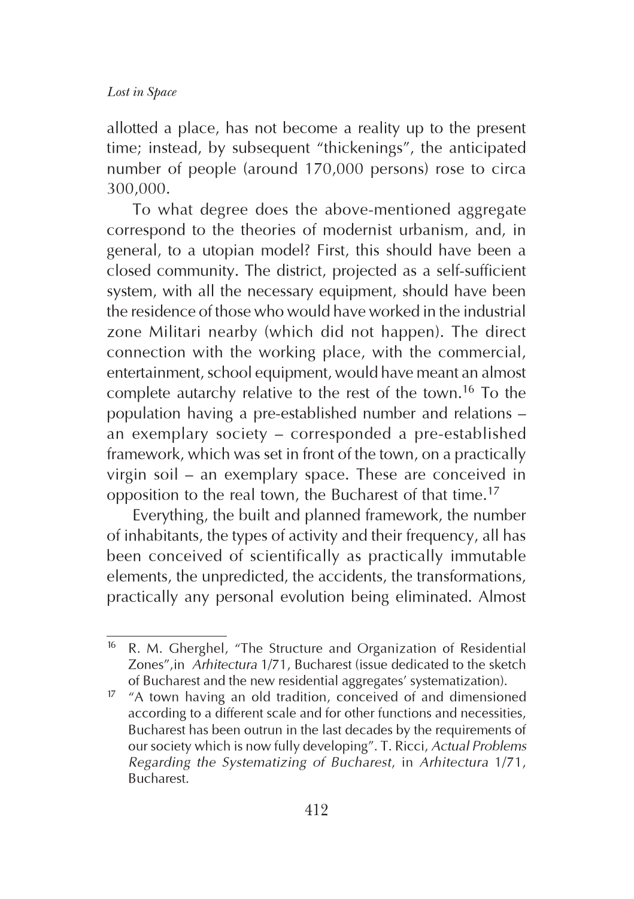allotted a place, has not become a reality up to the present time; instead, by subsequent "thickenings", the anticipated number of people (around 170,000 persons) rose to circa 300,000.

To what degree does the above-mentioned aggregate correspond to the theories of modernist urbanism, and, in general, to a utopian model? First, this should have been a closed community. The district, projected as a self-sufficient system, with all the necessary equipment, should have been the residence of those who would have worked in the industrial zone Militari nearby (which did not happen). The direct connection with the working place, with the commercial, entertainment, school equipment, would have meant an almost complete autarchy relative to the rest of the town.[16] To the population having a pre-established number and relations – an exemplary society – corresponded a pre-established framework, which was set in front of the town, on a practically virgin soil – an exemplary space. These are conceived in opposition to the real town, the Bucharest of that time.[17]

Everything, the built and planned framework, the number of inhabitants, the types of activity and their frequency, all has been conceived of scientifically as practically immutable elements, the unpredicted, the accidents, the transformations, practically any personal evolution being eliminated. Almost

---

[16] R. M. Gherghel, "The Structure and Organization of Residential Zones", in *Arhitectura* 1/71, Bucharest (issue dedicated to the sketch of Bucharest and the new residential aggregates' systematization).

[17] "A town having an old tradition, conceived of and dimensioned according to a different scale and for other functions and necessities, Bucharest has been outrun in the last decades by the requirements of our society which is now fully developing". T. Ricci, *Actual Problems Regarding the Systematizing of Bucharest*, in *Arhitectura* 1/71, Bucharest.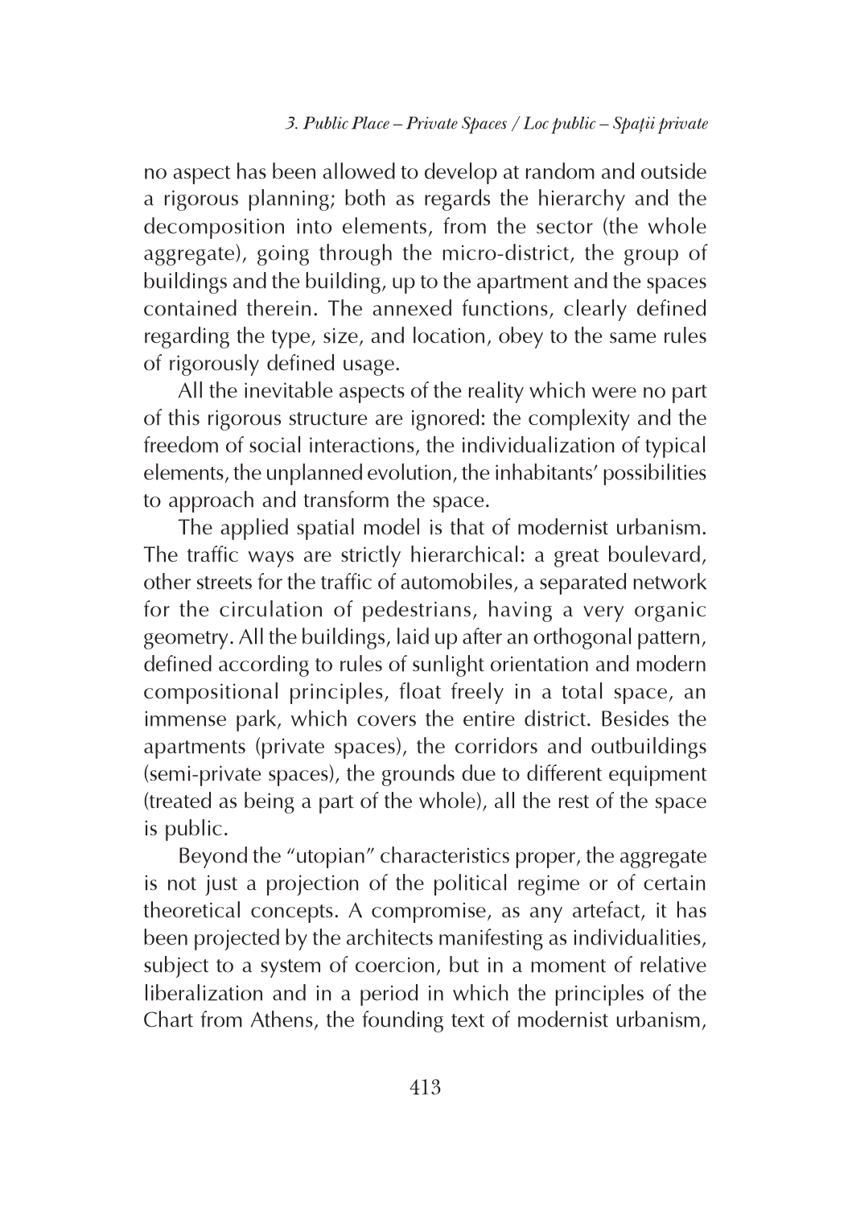no aspect has been allowed to develop at random and outside a rigorous planning; both as regards the hierarchy and the decomposition into elements, from the sector (the whole aggregate), going through the micro-district, the group of buildings and the building, up to the apartment and the spaces contained therein. The annexed functions, clearly defined regarding the type, size, and location, obey to the same rules of rigorously defined usage.

All the inevitable aspects of the reality which were no part of this rigorous structure are ignored: the complexity and the freedom of social interactions, the individualization of typical elements, the unplanned evolution, the inhabitants' possibilities to approach and transform the space.

The applied spatial model is that of modernist urbanism. The traffic ways are strictly hierarchical: a great boulevard, other streets for the traffic of automobiles, a separated network for the circulation of pedestrians, having a very organic geometry. All the buildings, laid up after an orthogonal pattern, defined according to rules of sunlight orientation and modern compositional principles, float freely in a total space, an immense park, which covers the entire district. Besides the apartments (private spaces), the corridors and outbuildings (semi-private spaces), the grounds due to different equipment (treated as being a part of the whole), all the rest of the space is public.

Beyond the "utopian" characteristics proper, the aggregate is not just a projection of the political regime or of certain theoretical concepts. A compromise, as any artefact, it has been projected by the architects manifesting as individualities, subject to a system of coercion, but in a moment of relative liberalization and in a period in which the principles of the Chart from Athens, the founding text of modernist urbanism,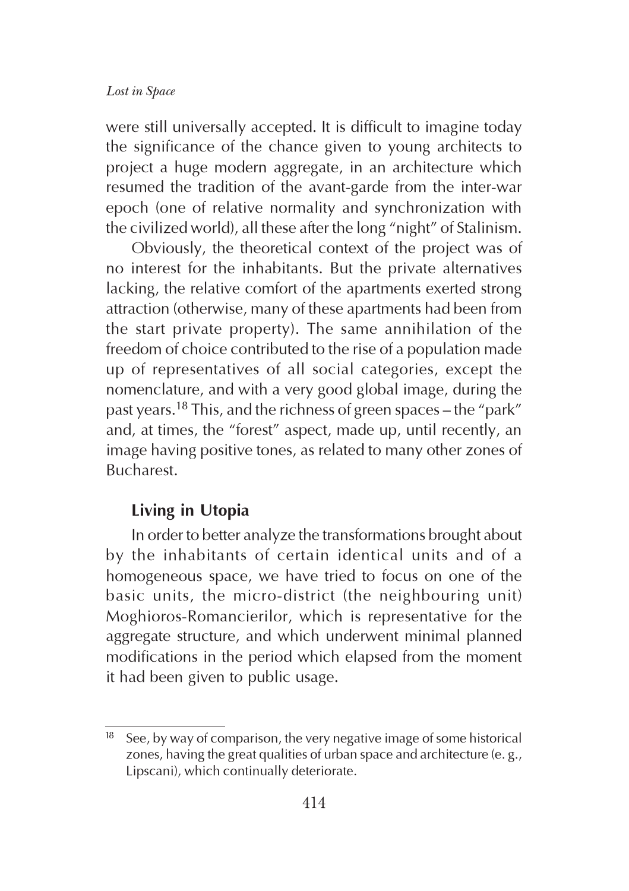were still universally accepted. It is difficult to imagine today the significance of the chance given to young architects to project a huge modern aggregate, in an architecture which resumed the tradition of the avant-garde from the inter-war epoch (one of relative normality and synchronization with the civilized world), all these after the long "night" of Stalinism.

Obviously, the theoretical context of the project was of no interest for the inhabitants. But the private alternatives lacking, the relative comfort of the apartments exerted strong attraction (otherwise, many of these apartments had been from the start private property). The same annihilation of the freedom of choice contributed to the rise of a population made up of representatives of all social categories, except the nomenclature, and with a very good global image, during the past years.[18] This, and the richness of green spaces – the "park" and, at times, the "forest" aspect, made up, until recently, an image having positive tones, as related to many other zones of Bucharest.

## Living in Utopia

In order to better analyze the transformations brought about by the inhabitants of certain identical units and of a homogeneous space, we have tried to focus on one of the basic units, the micro-district (the neighbouring unit) Moghioros-Romancierilor, which is representative for the aggregate structure, and which underwent minimal planned modifications in the period which elapsed from the moment it had been given to public usage.

---

[18] See, by way of comparison, the very negative image of some historical zones, having the great qualities of urban space and architecture (e. g., Lipscani), which continually deteriorate.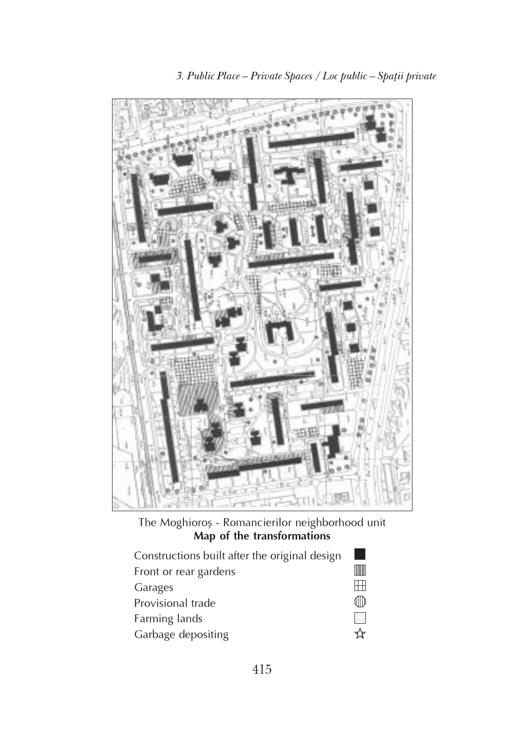The Moghioroș - Romancierilor neighborhood unit
**Map of the transformations**

- Constructions built after the original design
- Front or rear gardens
- Garages
- Provisional trade
- Farming lands
- Garbage depositing ☆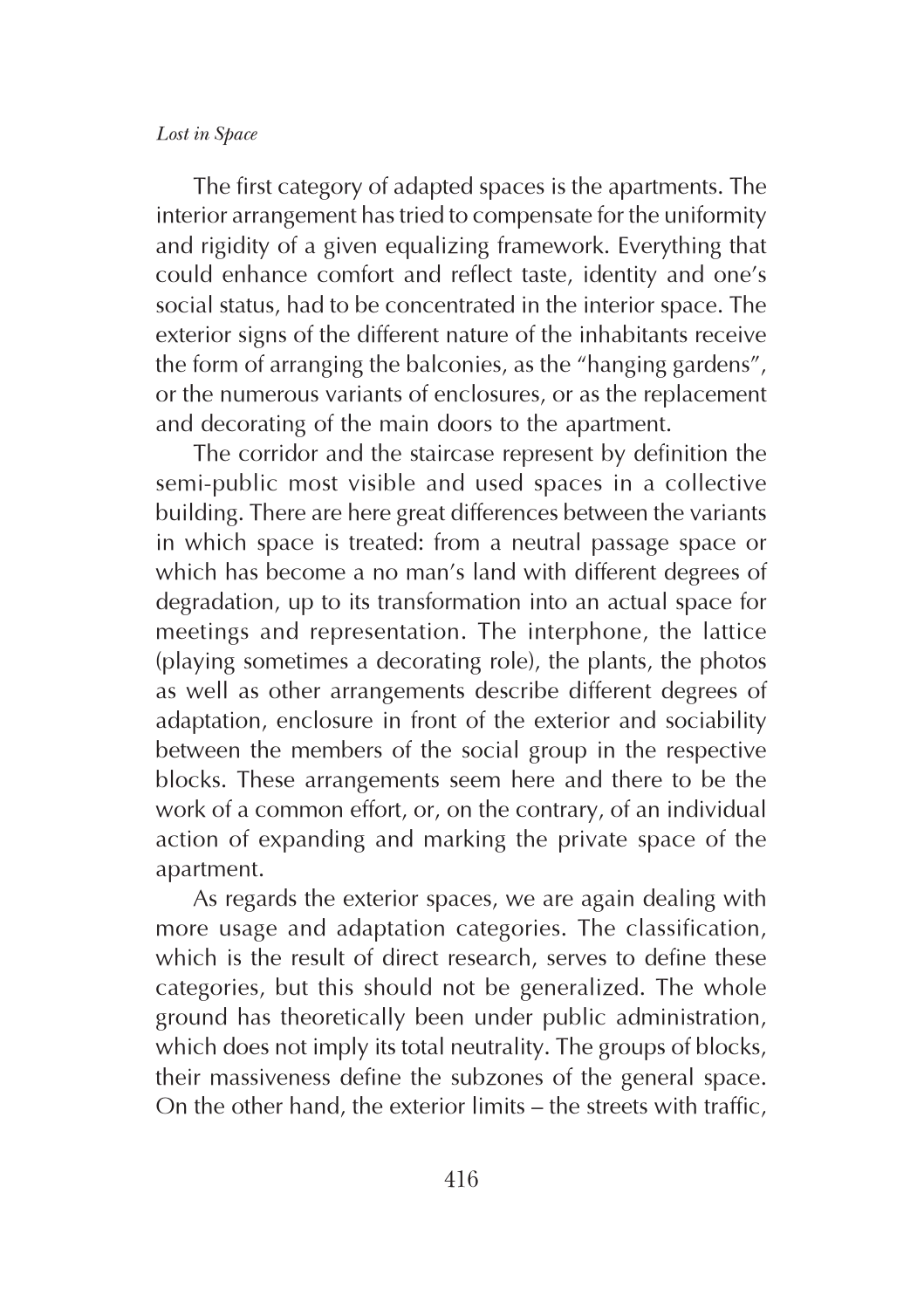The first category of adapted spaces is the apartments. The interior arrangement has tried to compensate for the uniformity and rigidity of a given equalizing framework. Everything that could enhance comfort and reflect taste, identity and one's social status, had to be concentrated in the interior space. The exterior signs of the different nature of the inhabitants receive the form of arranging the balconies, as the "hanging gardens", or the numerous variants of enclosures, or as the replacement and decorating of the main doors to the apartment.

The corridor and the staircase represent by definition the semi-public most visible and used spaces in a collective building. There are here great differences between the variants in which space is treated: from a neutral passage space or which has become a no man's land with different degrees of degradation, up to its transformation into an actual space for meetings and representation. The interphone, the lattice (playing sometimes a decorating role), the plants, the photos as well as other arrangements describe different degrees of adaptation, enclosure in front of the exterior and sociability between the members of the social group in the respective blocks. These arrangements seem here and there to be the work of a common effort, or, on the contrary, of an individual action of expanding and marking the private space of the apartment.

As regards the exterior spaces, we are again dealing with more usage and adaptation categories. The classification, which is the result of direct research, serves to define these categories, but this should not be generalized. The whole ground has theoretically been under public administration, which does not imply its total neutrality. The groups of blocks, their massiveness define the subzones of the general space. On the other hand, the exterior limits – the streets with traffic,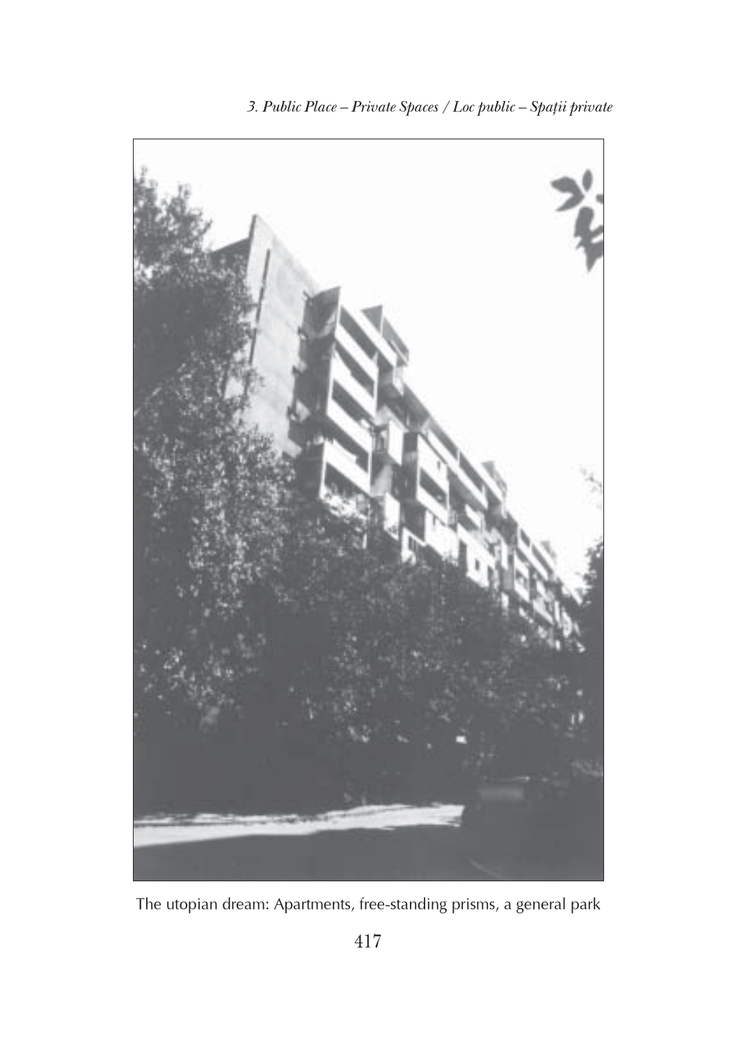The utopian dream: Apartments, free-standing prisms, a general park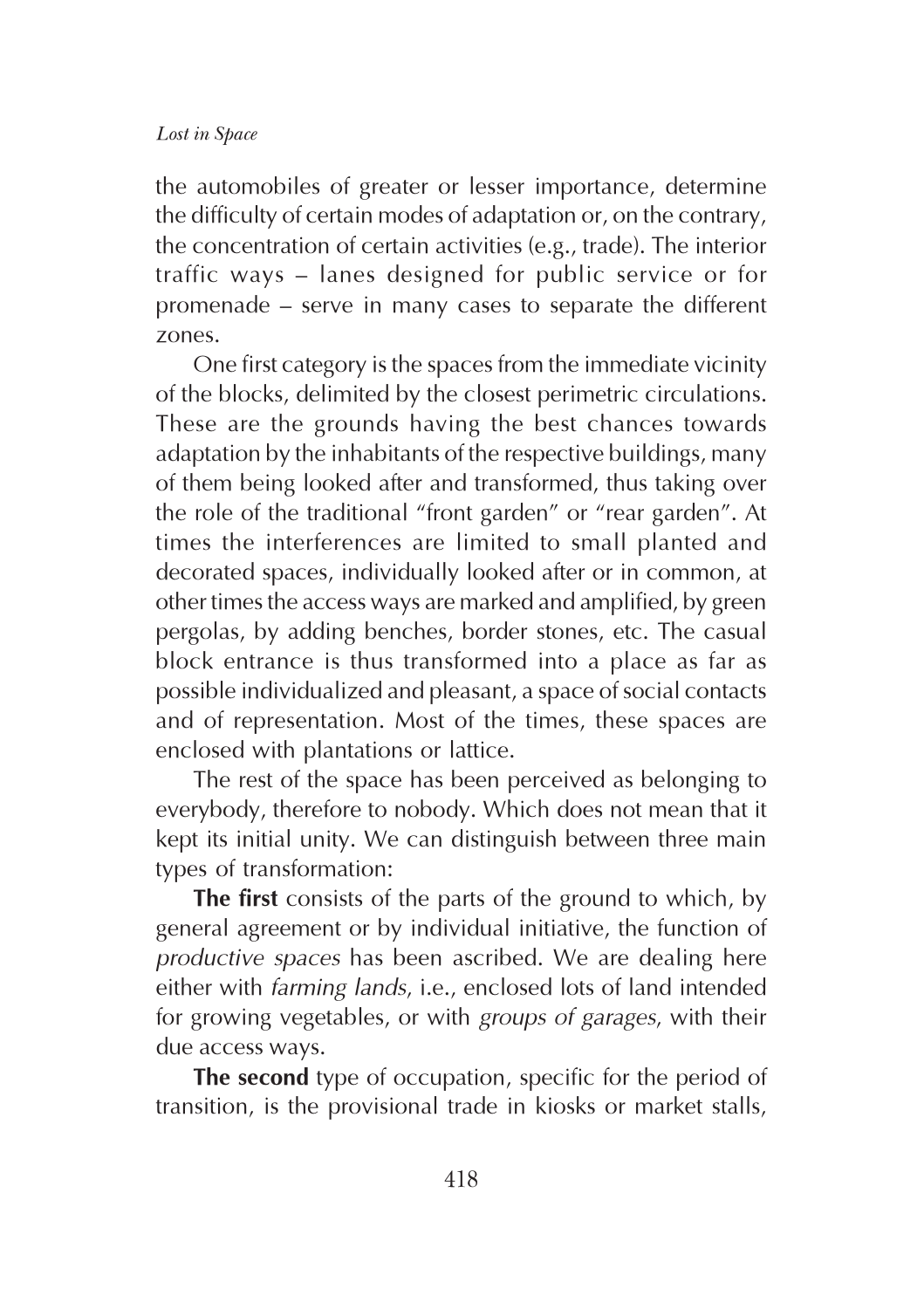the automobiles of greater or lesser importance, determine the difficulty of certain modes of adaptation or, on the contrary, the concentration of certain activities (e.g., trade). The interior traffic ways – lanes designed for public service or for promenade – serve in many cases to separate the different zones.

One first category is the spaces from the immediate vicinity of the blocks, delimited by the closest perimetric circulations. These are the grounds having the best chances towards adaptation by the inhabitants of the respective buildings, many of them being looked after and transformed, thus taking over the role of the traditional "front garden" or "rear garden". At times the interferences are limited to small planted and decorated spaces, individually looked after or in common, at other times the access ways are marked and amplified, by green pergolas, by adding benches, border stones, etc. The casual block entrance is thus transformed into a place as far as possible individualized and pleasant, a space of social contacts and of representation. Most of the times, these spaces are enclosed with plantations or lattice.

The rest of the space has been perceived as belonging to everybody, therefore to nobody. Which does not mean that it kept its initial unity. We can distinguish between three main types of transformation:

**The first** consists of the parts of the ground to which, by general agreement or by individual initiative, the function of *productive spaces* has been ascribed. We are dealing here either with *farming lands*, i.e., enclosed lots of land intended for growing vegetables, or with *groups of garages*, with their due access ways.

**The second** type of occupation, specific for the period of transition, is the provisional trade in kiosks or market stalls,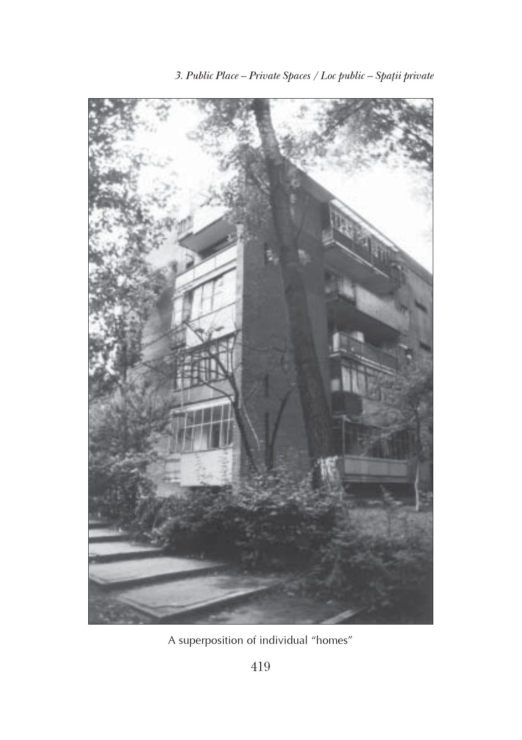A superposition of individual "homes"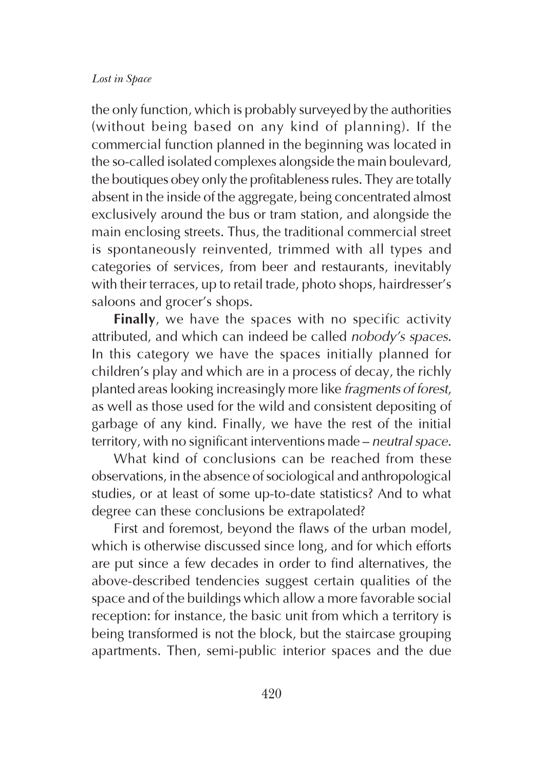the only function, which is probably surveyed by the authorities (without being based on any kind of planning). If the commercial function planned in the beginning was located in the so-called isolated complexes alongside the main boulevard, the boutiques obey only the profitableness rules. They are totally absent in the inside of the aggregate, being concentrated almost exclusively around the bus or tram station, and alongside the main enclosing streets. Thus, the traditional commercial street is spontaneously reinvented, trimmed with all types and categories of services, from beer and restaurants, inevitably with their terraces, up to retail trade, photo shops, hairdresser's saloons and grocer's shops.

**Finally**, we have the spaces with no specific activity attributed, and which can indeed be called *nobody's spaces*. In this category we have the spaces initially planned for children's play and which are in a process of decay, the richly planted areas looking increasingly more like *fragments of forest*, as well as those used for the wild and consistent depositing of garbage of any kind. Finally, we have the rest of the initial territory, with no significant interventions made – *neutral space*.

What kind of conclusions can be reached from these observations, in the absence of sociological and anthropological studies, or at least of some up-to-date statistics? And to what degree can these conclusions be extrapolated?

First and foremost, beyond the flaws of the urban model, which is otherwise discussed since long, and for which efforts are put since a few decades in order to find alternatives, the above-described tendencies suggest certain qualities of the space and of the buildings which allow a more favorable social reception: for instance, the basic unit from which a territory is being transformed is not the block, but the staircase grouping apartments. Then, semi-public interior spaces and the due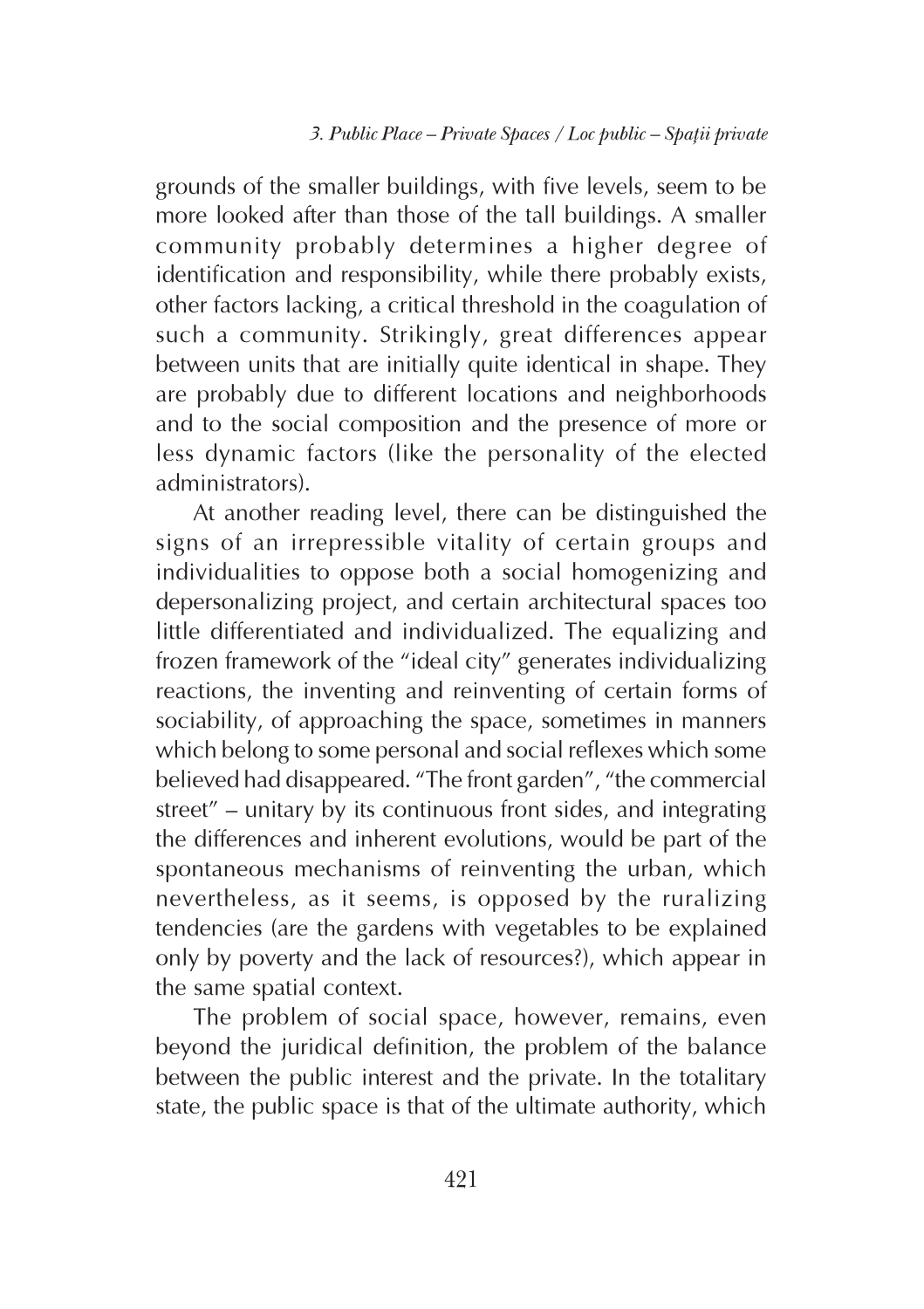grounds of the smaller buildings, with five levels, seem to be more looked after than those of the tall buildings. A smaller community probably determines a higher degree of identification and responsibility, while there probably exists, other factors lacking, a critical threshold in the coagulation of such a community. Strikingly, great differences appear between units that are initially quite identical in shape. They are probably due to different locations and neighborhoods and to the social composition and the presence of more or less dynamic factors (like the personality of the elected administrators).

At another reading level, there can be distinguished the signs of an irrepressible vitality of certain groups and individualities to oppose both a social homogenizing and depersonalizing project, and certain architectural spaces too little differentiated and individualized. The equalizing and frozen framework of the "ideal city" generates individualizing reactions, the inventing and reinventing of certain forms of sociability, of approaching the space, sometimes in manners which belong to some personal and social reflexes which some believed had disappeared. "The front garden", "the commercial street" – unitary by its continuous front sides, and integrating the differences and inherent evolutions, would be part of the spontaneous mechanisms of reinventing the urban, which nevertheless, as it seems, is opposed by the ruralizing tendencies (are the gardens with vegetables to be explained only by poverty and the lack of resources?), which appear in the same spatial context.

The problem of social space, however, remains, even beyond the juridical definition, the problem of the balance between the public interest and the private. In the totalitary state, the public space is that of the ultimate authority, which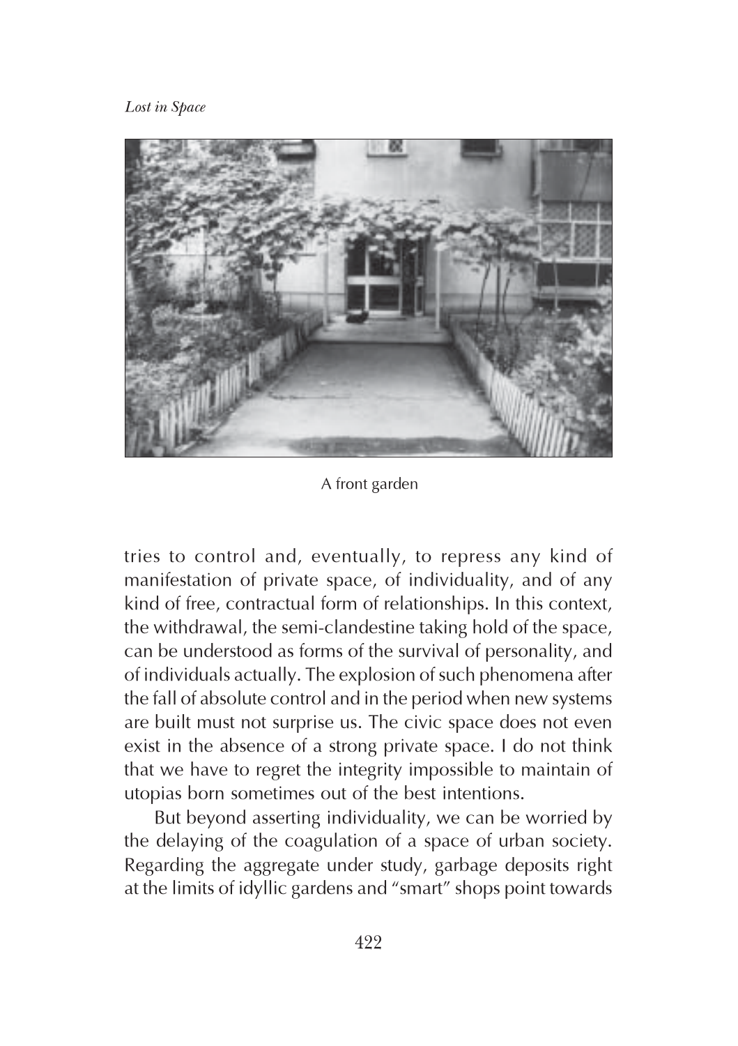A front garden

tries to control and, eventually, to repress any kind of manifestation of private space, of individuality, and of any kind of free, contractual form of relationships. In this context, the withdrawal, the semi-clandestine taking hold of the space, can be understood as forms of the survival of personality, and of individuals actually. The explosion of such phenomena after the fall of absolute control and in the period when new systems are built must not surprise us. The civic space does not even exist in the absence of a strong private space. I do not think that we have to regret the integrity impossible to maintain of utopias born sometimes out of the best intentions.

But beyond asserting individuality, we can be worried by the delaying of the coagulation of a space of urban society. Regarding the aggregate under study, garbage deposits right at the limits of idyllic gardens and "smart" shops point towards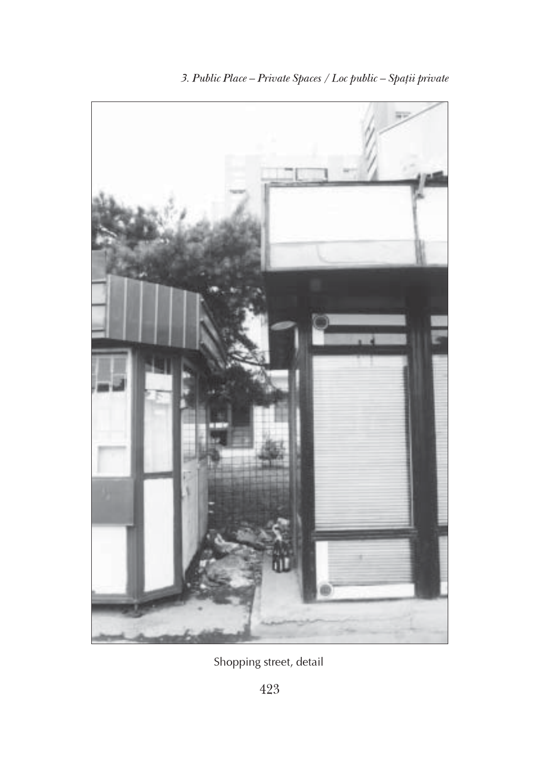Shopping street, detail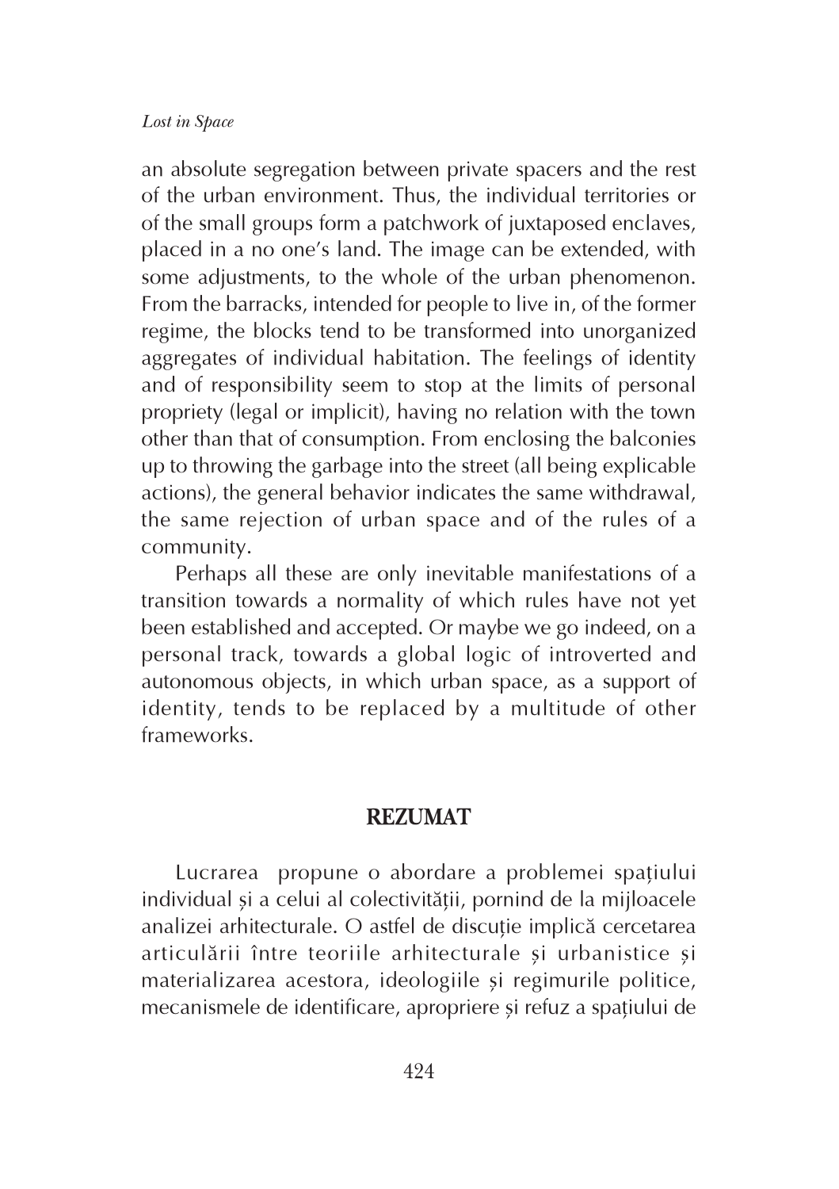an absolute segregation between private spacers and the rest of the urban environment. Thus, the individual territories or of the small groups form a patchwork of juxtaposed enclaves, placed in a no one's land. The image can be extended, with some adjustments, to the whole of the urban phenomenon. From the barracks, intended for people to live in, of the former regime, the blocks tend to be transformed into unorganized aggregates of individual habitation. The feelings of identity and of responsibility seem to stop at the limits of personal propriety (legal or implicit), having no relation with the town other than that of consumption. From enclosing the balconies up to throwing the garbage into the street (all being explicable actions), the general behavior indicates the same withdrawal, the same rejection of urban space and of the rules of a community.

Perhaps all these are only inevitable manifestations of a transition towards a normality of which rules have not yet been established and accepted. Or maybe we go indeed, on a personal track, towards a global logic of introverted and autonomous objects, in which urban space, as a support of identity, tends to be replaced by a multitude of other frameworks.

## REZUMAT

Lucrarea propune o abordare a problemei spațiului individual și a celui al colectivității, pornind de la mijloacele analizei arhitecturale. O astfel de discuție implică cercetarea articulării între teoriile arhitecturale și urbanistice și materializarea acestora, ideologiile și regimurile politice, mecanismele de identificare, apropriere și refuz a spațiului de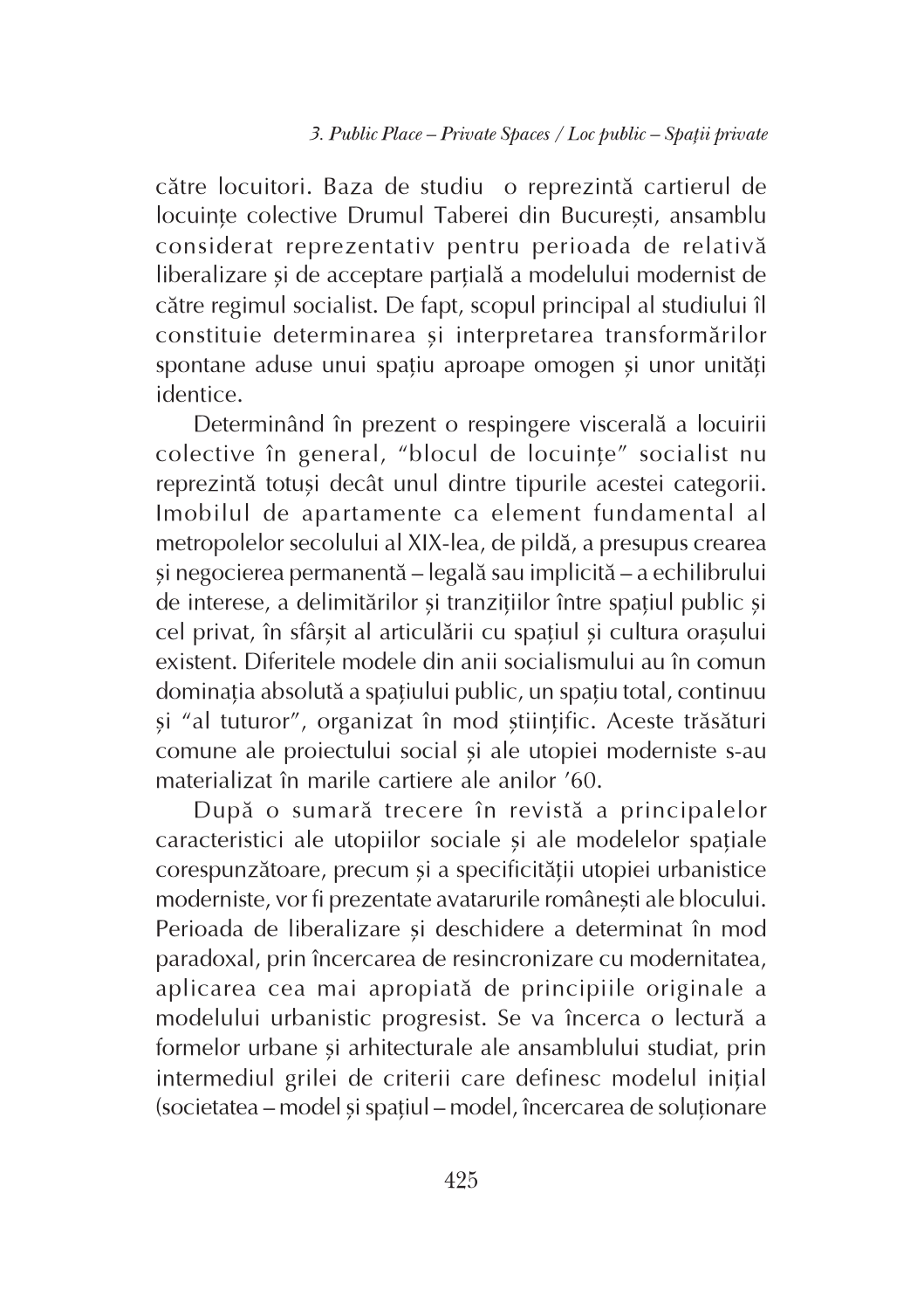către locuitori. Baza de studiu o reprezintă cartierul de locuințe colective Drumul Taberei din București, ansamblu considerat reprezentativ pentru perioada de relativă liberalizare și de acceptare parțială a modelului modernist de către regimul socialist. De fapt, scopul principal al studiului îl constituie determinarea și interpretarea transformărilor spontane aduse unui spațiu aproape omogen și unor unități identice.

Determinând în prezent o respingere viscerală a locuirii colective în general, "blocul de locuințe" socialist nu reprezintă totuși decât unul dintre tipurile acestei categorii. Imobilul de apartamente ca element fundamental al metropolelor secolului al XIX-lea, de pildă, a presupus crearea și negocierea permanentă – legală sau implicită – a echilibrului de interese, a delimitărilor și tranzițiilor între spațiul public și cel privat, în sfârșit al articulării cu spațiul și cultura orașului existent. Diferitele modele din anii socialismului au în comun dominația absolută a spațiului public, un spațiu total, continuu și "al tuturor", organizat în mod științific. Aceste trăsături comune ale proiectului social și ale utopiei moderniste s-au materializat în marile cartiere ale anilor '60.

După o sumară trecere în revistă a principalelor caracteristici ale utopiilor sociale și ale modelelor spațiale corespunzătoare, precum și a specificității utopiei urbanistice moderniste, vor fi prezentate avatarurile românești ale blocului. Perioada de liberalizare și deschidere a determinat în mod paradoxal, prin încercarea de resincronizare cu modernitatea, aplicarea cea mai apropiată de principiile originale a modelului urbanistic progresist. Se va încerca o lectură a formelor urbane și arhitecturale ale ansamblului studiat, prin intermediul grilei de criterii care definesc modelul inițial (societatea – model și spațiul – model, încercarea de soluționare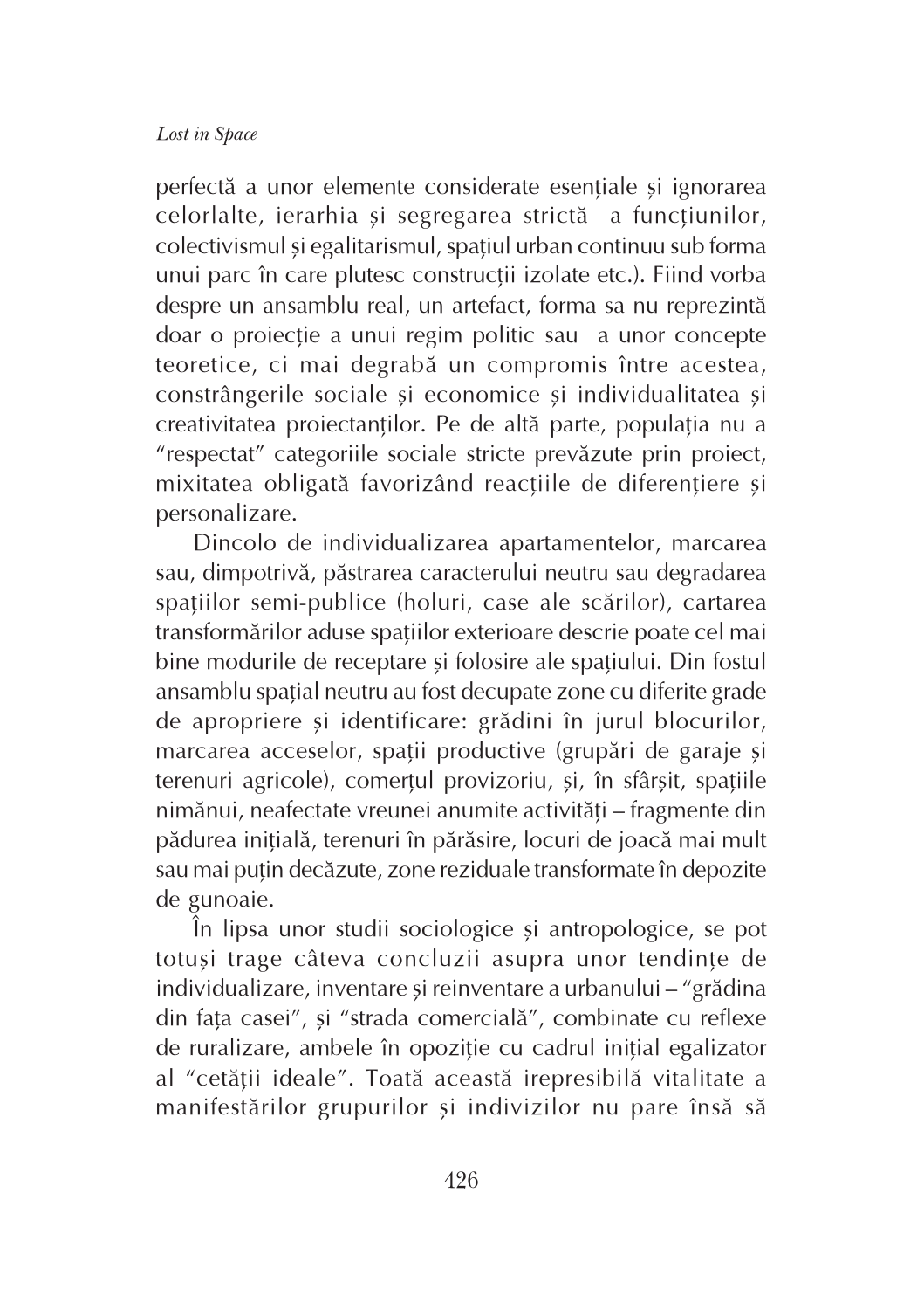perfectă a unor elemente considerate esențiale și ignorarea celorlalte, ierarhia și segregarea strictă a funcțiunilor, colectivismul și egalitarismul, spațiul urban continuu sub forma unui parc în care plutesc construcții izolate etc.). Fiind vorba despre un ansamblu real, un artefact, forma sa nu reprezintă doar o proiecție a unui regim politic sau a unor concepte teoretice, ci mai degrabă un compromis între acestea, constrângerile sociale și economice și individualitatea și creativitatea proiectanților. Pe de altă parte, populația nu a "respectat" categoriile sociale stricte prevăzute prin proiect, mixitatea obligată favorizând reacțiile de diferențiere și personalizare.

Dincolo de individualizarea apartamentelor, marcarea sau, dimpotrivă, păstrarea caracterului neutru sau degradarea spațiilor semi-publice (holuri, case ale scărilor), cartarea transformărilor aduse spațiilor exterioare descrie poate cel mai bine modurile de receptare și folosire ale spațiului. Din fostul ansamblu spațial neutru au fost decupate zone cu diferite grade de apropriere și identificare: grădini în jurul blocurilor, marcarea acceselor, spații productive (grupări de garaje și terenuri agricole), comerțul provizoriu, și, în sfârșit, spațiile nimănui, neafectate vreunei anumite activități – fragmente din pădurea inițială, terenuri în părăsire, locuri de joacă mai mult sau mai puțin decăzute, zone reziduale transformate în depozite de gunoaie.

În lipsa unor studii sociologice și antropologice, se pot totuși trage câteva concluzii asupra unor tendințe de individualizare, inventare și reinventare a urbanului – "grădina din fața casei", și "strada comercială", combinate cu reflexe de ruralizare, ambele în opoziție cu cadrul inițial egalizator al "cetății ideale". Toată această irepresibilă vitalitate a manifestărilor grupurilor și indivizilor nu pare însă să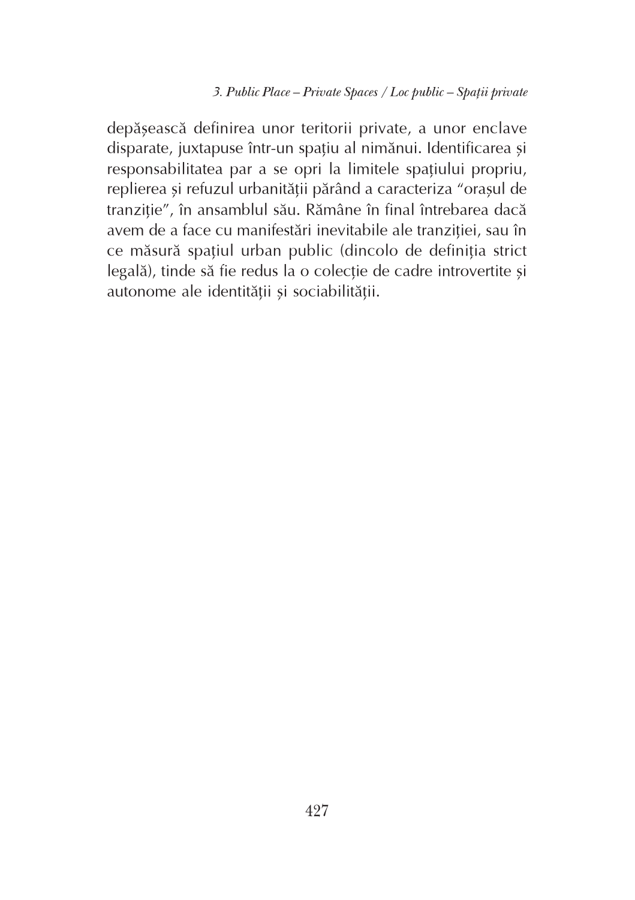depășească definirea unor teritorii private, a unor enclave disparate, juxtapuse într-un spațiu al nimănui. Identificarea și responsabilitatea par a se opri la limitele spațiului propriu, replierea și refuzul urbanității părând a caracteriza "orașul de tranziție", în ansamblul său. Rămâne în final întrebarea dacă avem de a face cu manifestări inevitabile ale tranziției, sau în ce măsură spațiul urban public (dincolo de definiția strict legală), tinde să fie redus la o colecție de cadre introvertite și autonome ale identității și sociabilității.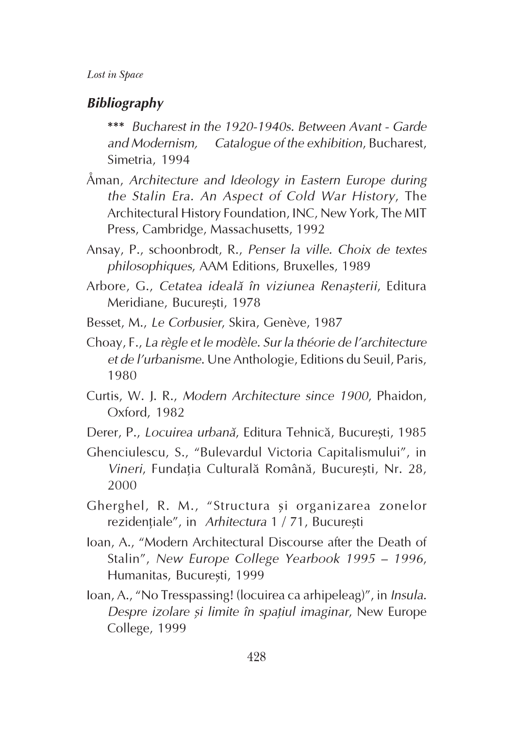## *Bibliography*

\*\*\* *Bucharest in the 1920-1940s. Between Avant - Garde and Modernism, Catalogue of the exhibition*, Bucharest, Simetria, 1994

Åman, *Architecture and Ideology in Eastern Europe during the Stalin Era. An Aspect of Cold War History*, The Architectural History Foundation, INC, New York, The MIT Press, Cambridge, Massachusetts, 1992

Ansay, P., schoonbrodt, R., *Penser la ville. Choix de textes philosophiques*, AAM Editions, Bruxelles, 1989

Arbore, G., *Cetatea ideală în viziunea Renașterii*, Editura Meridiane, București, 1978

Besset, M., *Le Corbusier*, Skira, Genève, 1987

Choay, F., *La règle et le modèle. Sur la théorie de l'architecture et de l'urbanisme*. Une Anthologie, Editions du Seuil, Paris, 1980

Curtis, W. J. R., *Modern Architecture since 1900*, Phaidon, Oxford, 1982

Derer, P., *Locuirea urbană*, Editura Tehnică, București, 1985

Ghenciulescu, S., "Bulevardul Victoria Capitalismului", in *Vineri*, Fundația Culturală Română, București, Nr. 28, 2000

Gherghel, R. M., "Structura și organizarea zonelor rezidențiale", in *Arhitectura* 1 / 71, București

Ioan, A., "Modern Architectural Discourse after the Death of Stalin", *New Europe College Yearbook 1995 – 1996*, Humanitas, București, 1999

Ioan, A., "No Tresspassing! (locuirea ca arhipeleag)", in *Insula. Despre izolare și limite în spațiul imaginar*, New Europe College, 1999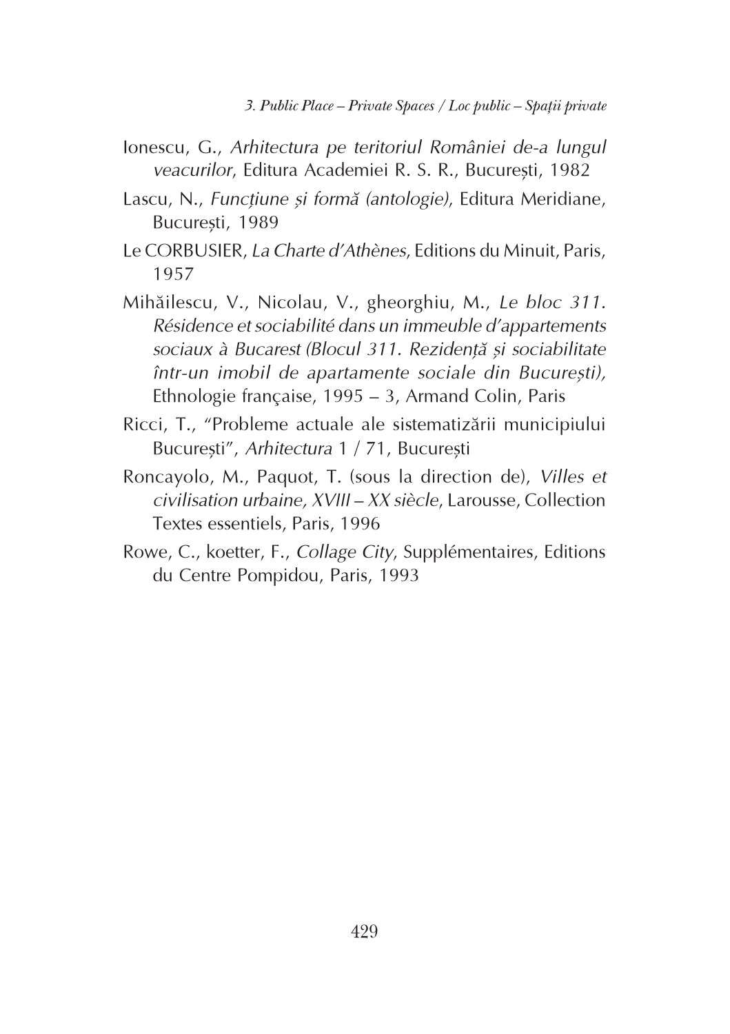Ionescu, G., *Arhitectura pe teritoriul României de-a lungul veacurilor*, Editura Academiei R. S. R., București, 1982

Lascu, N., *Funcțiune și formă (antologie)*, Editura Meridiane, București, 1989

Le CORBUSIER, *La Charte d'Athènes*, Editions du Minuit, Paris, 1957

Mihăilescu, V., Nicolau, V., gheorghiu, M., *Le bloc 311. Résidence et sociabilité dans un immeuble d'appartements sociaux à Bucarest (Blocul 311. Rezidență și sociabilitate într-un imobil de apartamente sociale din București),* Ethnologie française, 1995 – 3, Armand Colin, Paris

Ricci, T., "Probleme actuale ale sistematizării municipiului București", *Arhitectura* 1 / 71, București

Roncayolo, M., Paquot, T. (sous la direction de), *Villes et civilisation urbaine, XVIII – XX siècle*, Larousse, Collection Textes essentiels, Paris, 1996

Rowe, C., koetter, F., *Collage City*, Supplémentaires, Editions du Centre Pompidou, Paris, 1993